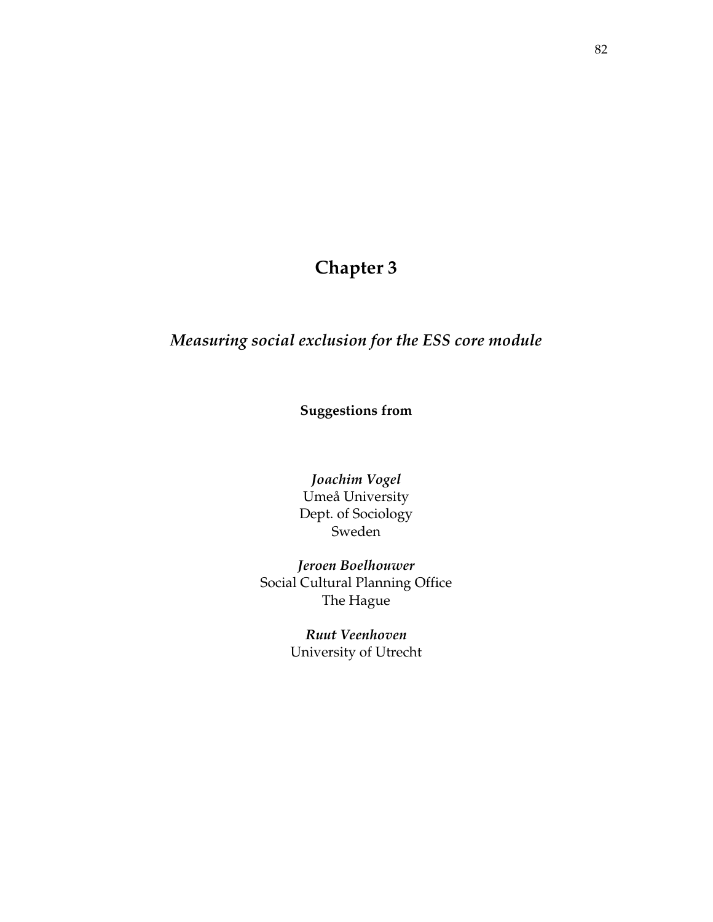# Chapter 3

## *Measuring social exclusion for the ESS core module*

**Suggestions from**

***Joachim Vogel***
Umeå University
Dept. of Sociology
Sweden

***Jeroen Boelhouwer***
Social Cultural Planning Office
The Hague

***Ruut Veenhoven***
University of Utrecht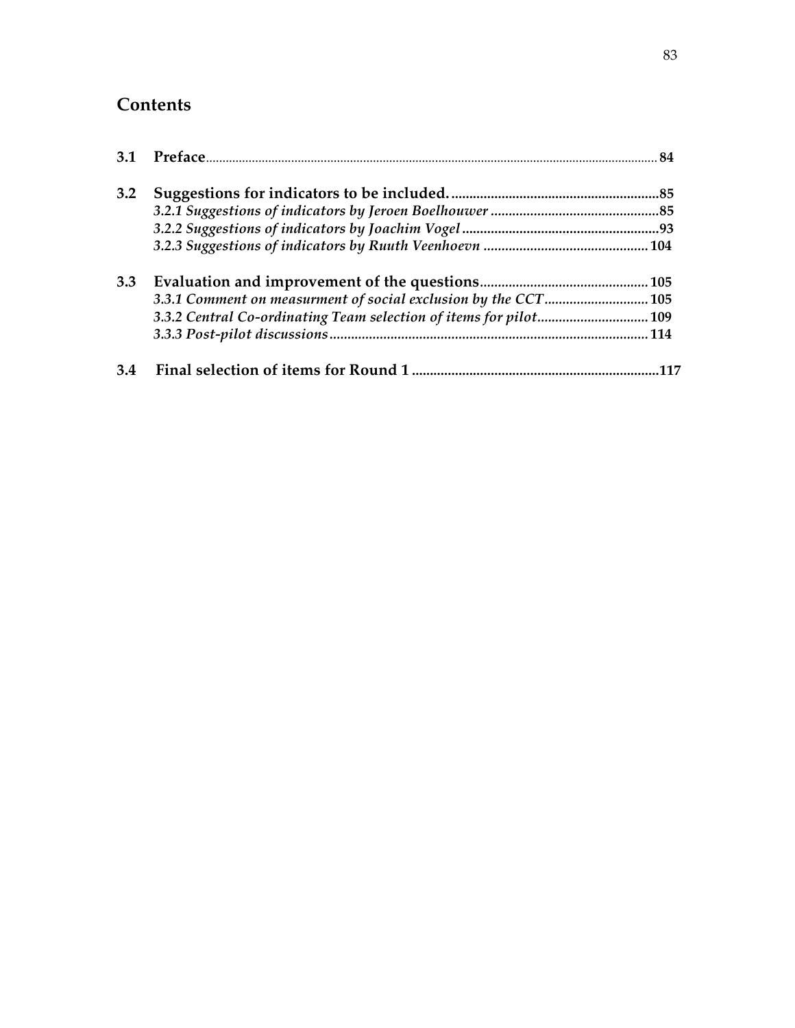# Contents

**3.1 Preface** ........ 84

**3.2 Suggestions for indicators to be included.** ........ 85

***3.2.1 Suggestions of indicators by Jeroen Boelhouwer*** ........ 85

***3.2.2 Suggestions of indicators by Joachim Vogel*** ........ 93

***3.2.3 Suggestions of indicators by Ruuth Veenhoevn*** ........ 104

**3.3 Evaluation and improvement of the questions** ........ 105

***3.3.1 Comment on measurment of social exclusion by the CCT*** ........ 105

***3.3.2 Central Co-ordinating Team selection of items for pilot*** ........ 109

***3.3.3 Post-pilot discussions*** ........ 114

**3.4 Final selection of items for Round 1** ........ 117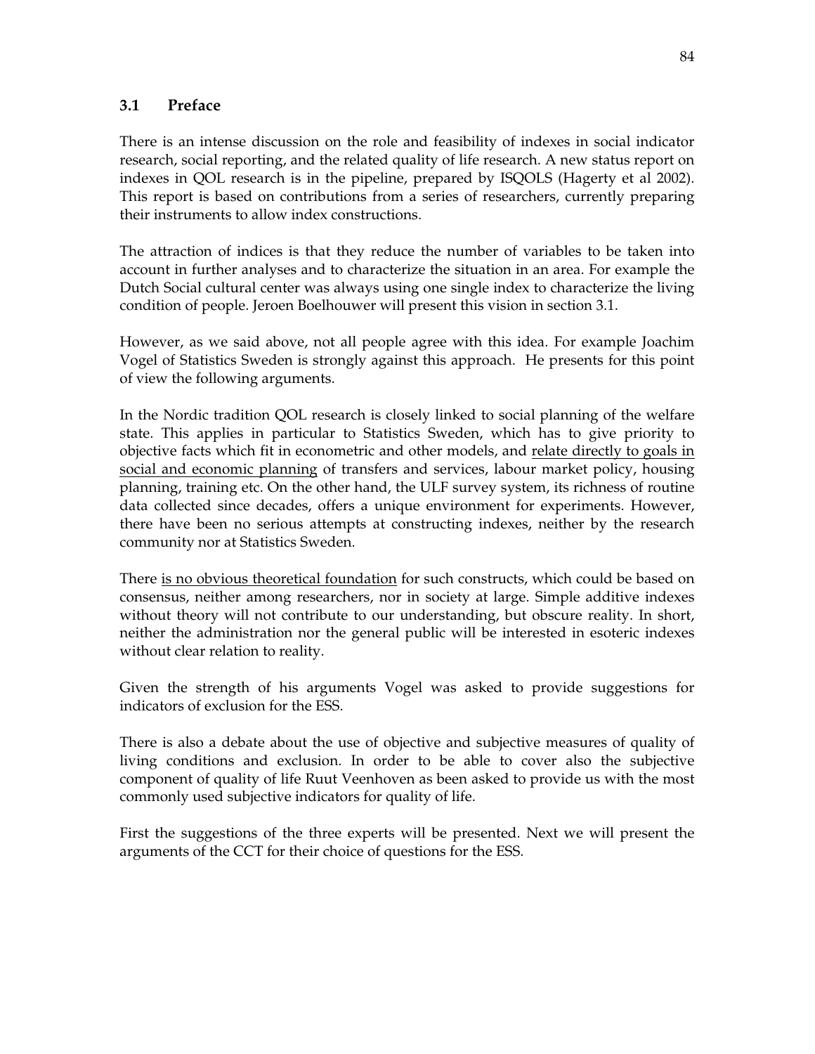### 3.1 Preface

There is an intense discussion on the role and feasibility of indexes in social indicator research, social reporting, and the related quality of life research. A new status report on indexes in QOL research is in the pipeline, prepared by ISQOLS (Hagerty et al 2002). This report is based on contributions from a series of researchers, currently preparing their instruments to allow index constructions.

The attraction of indices is that they reduce the number of variables to be taken into account in further analyses and to characterize the situation in an area. For example the Dutch Social cultural center was always using one single index to characterize the living condition of people. Jeroen Boelhouwer will present this vision in section 3.1.

However, as we said above, not all people agree with this idea. For example Joachim Vogel of Statistics Sweden is strongly against this approach. He presents for this point of view the following arguments.

In the Nordic tradition QOL research is closely linked to social planning of the welfare state. This applies in particular to Statistics Sweden, which has to give priority to objective facts which fit in econometric and other models, and <u>relate directly to goals in social and economic planning</u> of transfers and services, labour market policy, housing planning, training etc. On the other hand, the ULF survey system, its richness of routine data collected since decades, offers a unique environment for experiments. However, there have been no serious attempts at constructing indexes, neither by the research community nor at Statistics Sweden.

There <u>is no obvious theoretical foundation</u> for such constructs, which could be based on consensus, neither among researchers, nor in society at large. Simple additive indexes without theory will not contribute to our understanding, but obscure reality. In short, neither the administration nor the general public will be interested in esoteric indexes without clear relation to reality.

Given the strength of his arguments Vogel was asked to provide suggestions for indicators of exclusion for the ESS.

There is also a debate about the use of objective and subjective measures of quality of living conditions and exclusion. In order to be able to cover also the subjective component of quality of life Ruut Veenhoven as been asked to provide us with the most commonly used subjective indicators for quality of life.

First the suggestions of the three experts will be presented. Next we will present the arguments of the CCT for their choice of questions for the ESS.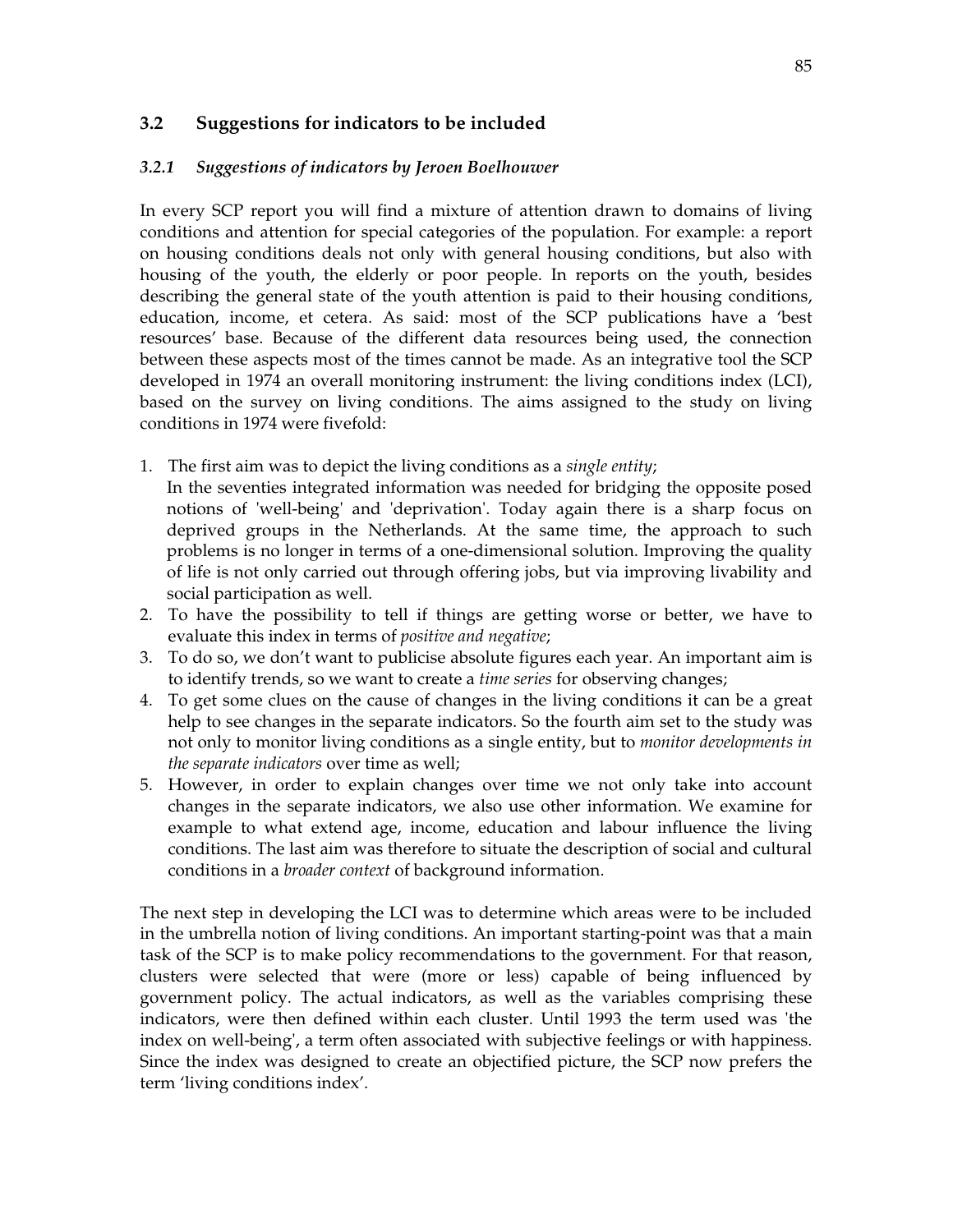## 3.2 Suggestions for indicators to be included

### *3.2.1 Suggestions of indicators by Jeroen Boelhouwer*

In every SCP report you will find a mixture of attention drawn to domains of living conditions and attention for special categories of the population. For example: a report on housing conditions deals not only with general housing conditions, but also with housing of the youth, the elderly or poor people. In reports on the youth, besides describing the general state of the youth attention is paid to their housing conditions, education, income, et cetera. As said: most of the SCP publications have a 'best resources' base. Because of the different data resources being used, the connection between these aspects most of the times cannot be made. As an integrative tool the SCP developed in 1974 an overall monitoring instrument: the living conditions index (LCI), based on the survey on living conditions. The aims assigned to the study on living conditions in 1974 were fivefold:

1. The first aim was to depict the living conditions as a *single entity*;
   In the seventies integrated information was needed for bridging the opposite posed notions of 'well-being' and 'deprivation'. Today again there is a sharp focus on deprived groups in the Netherlands. At the same time, the approach to such problems is no longer in terms of a one-dimensional solution. Improving the quality of life is not only carried out through offering jobs, but via improving livability and social participation as well.
2. To have the possibility to tell if things are getting worse or better, we have to evaluate this index in terms of *positive and negative*;
3. To do so, we don't want to publicise absolute figures each year. An important aim is to identify trends, so we want to create a *time series* for observing changes;
4. To get some clues on the cause of changes in the living conditions it can be a great help to see changes in the separate indicators. So the fourth aim set to the study was not only to monitor living conditions as a single entity, but to *monitor developments in the separate indicators* over time as well;
5. However, in order to explain changes over time we not only take into account changes in the separate indicators, we also use other information. We examine for example to what extend age, income, education and labour influence the living conditions. The last aim was therefore to situate the description of social and cultural conditions in a *broader context* of background information.

The next step in developing the LCI was to determine which areas were to be included in the umbrella notion of living conditions. An important starting-point was that a main task of the SCP is to make policy recommendations to the government. For that reason, clusters were selected that were (more or less) capable of being influenced by government policy. The actual indicators, as well as the variables comprising these indicators, were then defined within each cluster. Until 1993 the term used was 'the index on well-being', a term often associated with subjective feelings or with happiness. Since the index was designed to create an objectified picture, the SCP now prefers the term 'living conditions index'.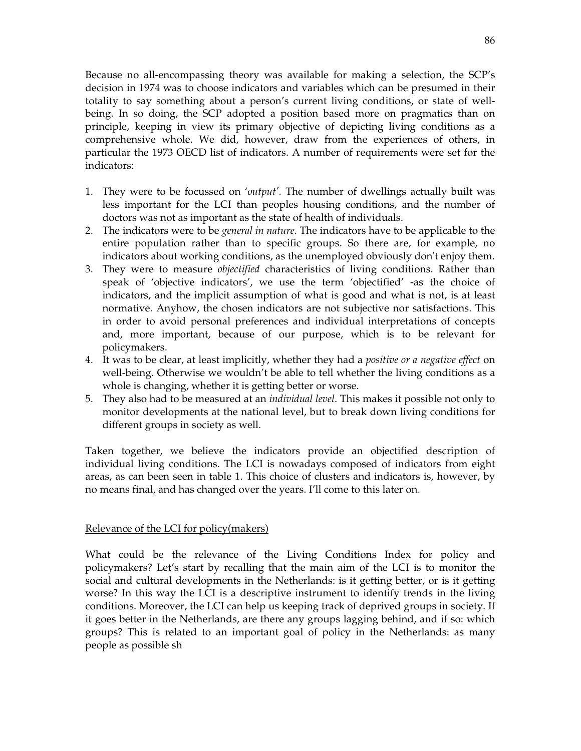Because no all-encompassing theory was available for making a selection, the SCP's decision in 1974 was to choose indicators and variables which can be presumed in their totality to say something about a person's current living conditions, or state of well-being. In so doing, the SCP adopted a position based more on pragmatics than on principle, keeping in view its primary objective of depicting living conditions as a comprehensive whole. We did, however, draw from the experiences of others, in particular the 1973 OECD list of indicators. A number of requirements were set for the indicators:

1. They were to be focussed on '*output*'. The number of dwellings actually built was less important for the LCI than peoples housing conditions, and the number of doctors was not as important as the state of health of individuals.
2. The indicators were to be *general in nature*. The indicators have to be applicable to the entire population rather than to specific groups. So there are, for example, no indicators about working conditions, as the unemployed obviously don't enjoy them.
3. They were to measure *objectified* characteristics of living conditions. Rather than speak of 'objective indicators', we use the term 'objectified' -as the choice of indicators, and the implicit assumption of what is good and what is not, is at least normative. Anyhow, the chosen indicators are not subjective nor satisfactions. This in order to avoid personal preferences and individual interpretations of concepts and, more important, because of our purpose, which is to be relevant for policymakers.
4. It was to be clear, at least implicitly, whether they had a *positive or a negative effect* on well-being. Otherwise we wouldn't be able to tell whether the living conditions as a whole is changing, whether it is getting better or worse.
5. They also had to be measured at an *individual level*. This makes it possible not only to monitor developments at the national level, but to break down living conditions for different groups in society as well.

Taken together, we believe the indicators provide an objectified description of individual living conditions. The LCI is nowadays composed of indicators from eight areas, as can been seen in table 1. This choice of clusters and indicators is, however, by no means final, and has changed over the years. I'll come to this later on.

<u>Relevance of the LCI for policy(makers)</u>

What could be the relevance of the Living Conditions Index for policy and policymakers? Let's start by recalling that the main aim of the LCI is to monitor the social and cultural developments in the Netherlands: is it getting better, or is it getting worse? In this way the LCI is a descriptive instrument to identify trends in the living conditions. Moreover, the LCI can help us keeping track of deprived groups in society. If it goes better in the Netherlands, are there any groups lagging behind, and if so: which groups? This is related to an important goal of policy in the Netherlands: as many people as possible sh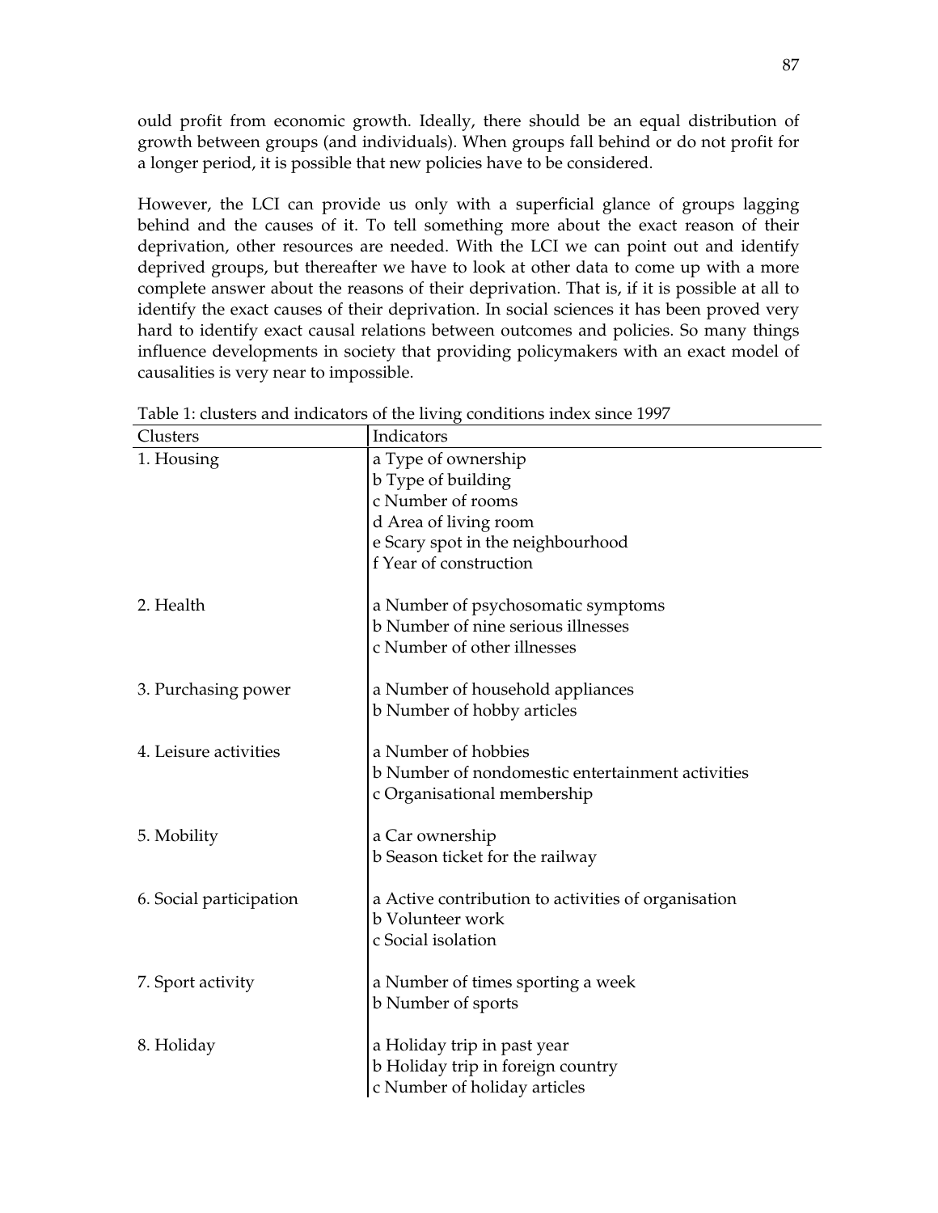ould profit from economic growth. Ideally, there should be an equal distribution of growth between groups (and individuals). When groups fall behind or do not profit for a longer period, it is possible that new policies have to be considered.

However, the LCI can provide us only with a superficial glance of groups lagging behind and the causes of it. To tell something more about the exact reason of their deprivation, other resources are needed. With the LCI we can point out and identify deprived groups, but thereafter we have to look at other data to come up with a more complete answer about the reasons of their deprivation. That is, if it is possible at all to identify the exact causes of their deprivation. In social sciences it has been proved very hard to identify exact causal relations between outcomes and policies. So many things influence developments in society that providing policymakers with an exact model of causalities is very near to impossible.

Table 1: clusters and indicators of the living conditions index since 1997

| Clusters | Indicators |
|---|---|
| 1. Housing | a Type of ownership<br>b Type of building<br>c Number of rooms<br>d Area of living room<br>e Scary spot in the neighbourhood<br>f Year of construction |
| 2. Health | a Number of psychosomatic symptoms<br>b Number of nine serious illnesses<br>c Number of other illnesses |
| 3. Purchasing power | a Number of household appliances<br>b Number of hobby articles |
| 4. Leisure activities | a Number of hobbies<br>b Number of nondomestic entertainment activities<br>c Organisational membership |
| 5. Mobility | a Car ownership<br>b Season ticket for the railway |
| 6. Social participation | a Active contribution to activities of organisation<br>b Volunteer work<br>c Social isolation |
| 7. Sport activity | a Number of times sporting a week<br>b Number of sports |
| 8. Holiday | a Holiday trip in past year<br>b Holiday trip in foreign country<br>c Number of holiday articles |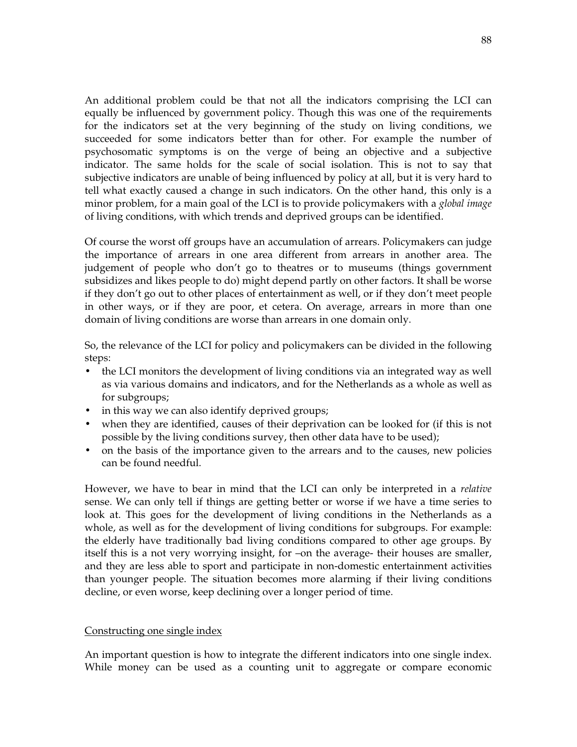An additional problem could be that not all the indicators comprising the LCI can equally be influenced by government policy. Though this was one of the requirements for the indicators set at the very beginning of the study on living conditions, we succeeded for some indicators better than for other. For example the number of psychosomatic symptoms is on the verge of being an objective and a subjective indicator. The same holds for the scale of social isolation. This is not to say that subjective indicators are unable of being influenced by policy at all, but it is very hard to tell what exactly caused a change in such indicators. On the other hand, this only is a minor problem, for a main goal of the LCI is to provide policymakers with a *global image* of living conditions, with which trends and deprived groups can be identified.

Of course the worst off groups have an accumulation of arrears. Policymakers can judge the importance of arrears in one area different from arrears in another area. The judgement of people who don't go to theatres or to museums (things government subsidizes and likes people to do) might depend partly on other factors. It shall be worse if they don't go out to other places of entertainment as well, or if they don't meet people in other ways, or if they are poor, et cetera. On average, arrears in more than one domain of living conditions are worse than arrears in one domain only.

So, the relevance of the LCI for policy and policymakers can be divided in the following steps:

- the LCI monitors the development of living conditions via an integrated way as well as via various domains and indicators, and for the Netherlands as a whole as well as for subgroups;
- in this way we can also identify deprived groups;
- when they are identified, causes of their deprivation can be looked for (if this is not possible by the living conditions survey, then other data have to be used);
- on the basis of the importance given to the arrears and to the causes, new policies can be found needful.

However, we have to bear in mind that the LCI can only be interpreted in a *relative* sense. We can only tell if things are getting better or worse if we have a time series to look at. This goes for the development of living conditions in the Netherlands as a whole, as well as for the development of living conditions for subgroups. For example: the elderly have traditionally bad living conditions compared to other age groups. By itself this is a not very worrying insight, for –on the average- their houses are smaller, and they are less able to sport and participate in non-domestic entertainment activities than younger people. The situation becomes more alarming if their living conditions decline, or even worse, keep declining over a longer period of time.

## Constructing one single index

An important question is how to integrate the different indicators into one single index. While money can be used as a counting unit to aggregate or compare economic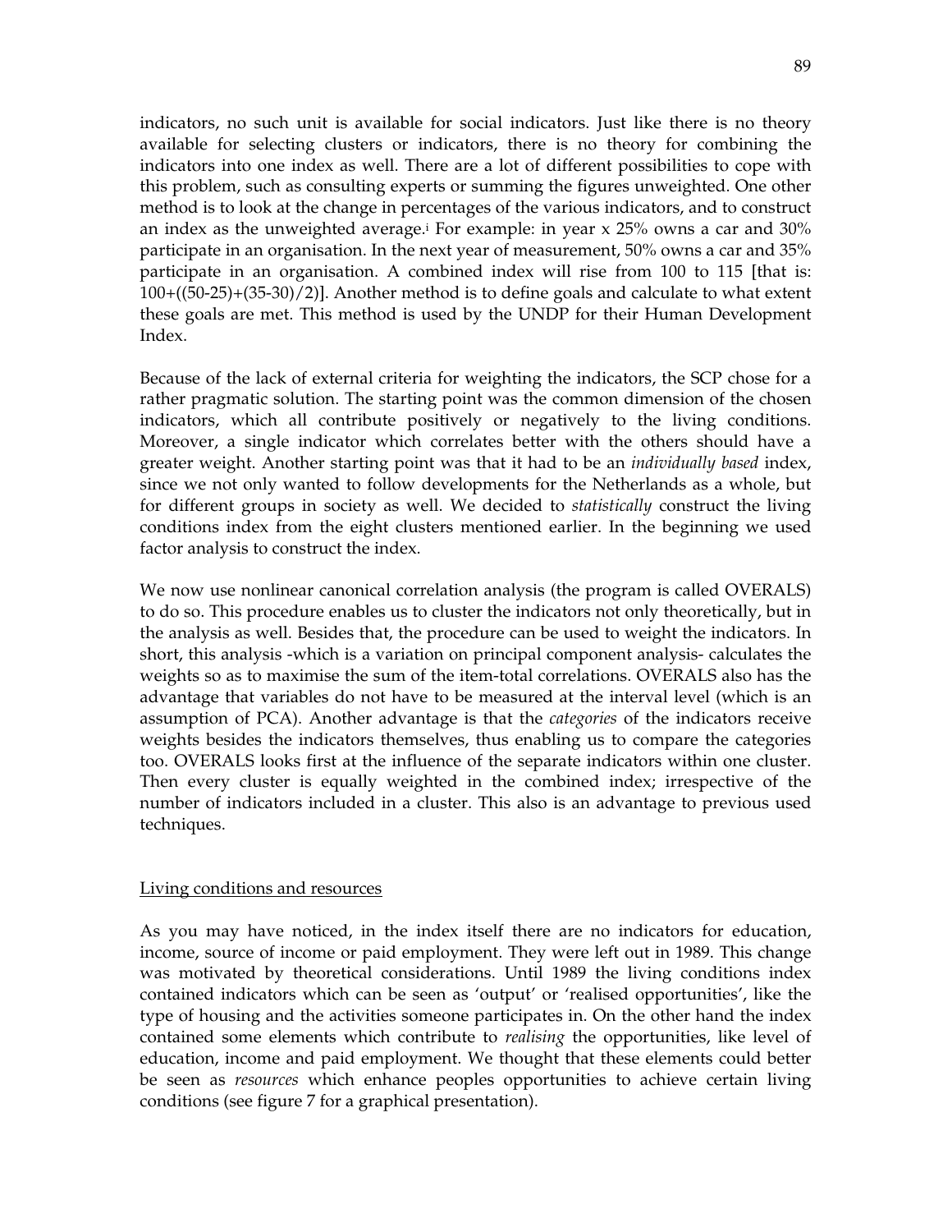indicators, no such unit is available for social indicators. Just like there is no theory available for selecting clusters or indicators, there is no theory for combining the indicators into one index as well. There are a lot of different possibilities to cope with this problem, such as consulting experts or summing the figures unweighted. One other method is to look at the change in percentages of the various indicators, and to construct an index as the unweighted average.[i] For example: in year x 25% owns a car and 30% participate in an organisation. In the next year of measurement, 50% owns a car and 35% participate in an organisation. A combined index will rise from 100 to 115 [that is: 100+((50-25)+(35-30)/2)]. Another method is to define goals and calculate to what extent these goals are met. This method is used by the UNDP for their Human Development Index.

Because of the lack of external criteria for weighting the indicators, the SCP chose for a rather pragmatic solution. The starting point was the common dimension of the chosen indicators, which all contribute positively or negatively to the living conditions. Moreover, a single indicator which correlates better with the others should have a greater weight. Another starting point was that it had to be an *individually based* index, since we not only wanted to follow developments for the Netherlands as a whole, but for different groups in society as well. We decided to *statistically* construct the living conditions index from the eight clusters mentioned earlier. In the beginning we used factor analysis to construct the index.

We now use nonlinear canonical correlation analysis (the program is called OVERALS) to do so. This procedure enables us to cluster the indicators not only theoretically, but in the analysis as well. Besides that, the procedure can be used to weight the indicators. In short, this analysis -which is a variation on principal component analysis- calculates the weights so as to maximise the sum of the item-total correlations. OVERALS also has the advantage that variables do not have to be measured at the interval level (which is an assumption of PCA). Another advantage is that the *categories* of the indicators receive weights besides the indicators themselves, thus enabling us to compare the categories too. OVERALS looks first at the influence of the separate indicators within one cluster. Then every cluster is equally weighted in the combined index; irrespective of the number of indicators included in a cluster. This also is an advantage to previous used techniques.

## Living conditions and resources

As you may have noticed, in the index itself there are no indicators for education, income, source of income or paid employment. They were left out in 1989. This change was motivated by theoretical considerations. Until 1989 the living conditions index contained indicators which can be seen as 'output' or 'realised opportunities', like the type of housing and the activities someone participates in. On the other hand the index contained some elements which contribute to *realising* the opportunities, like level of education, income and paid employment. We thought that these elements could better be seen as *resources* which enhance peoples opportunities to achieve certain living conditions (see figure 7 for a graphical presentation).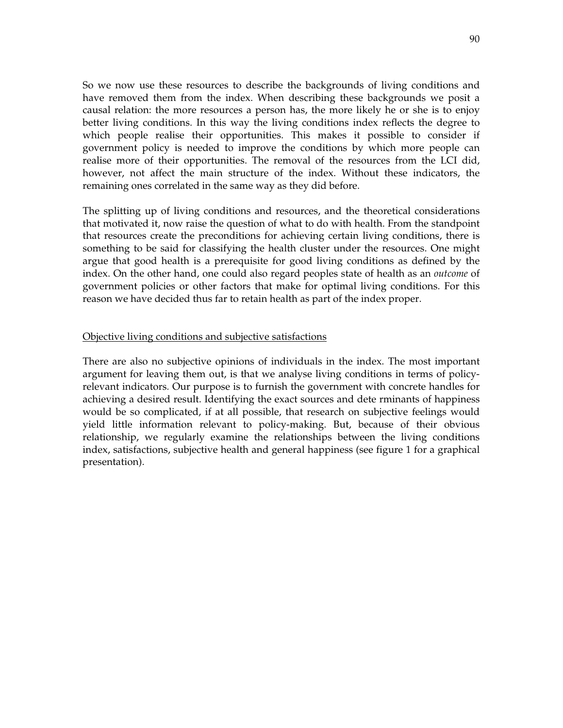So we now use these resources to describe the backgrounds of living conditions and have removed them from the index. When describing these backgrounds we posit a causal relation: the more resources a person has, the more likely he or she is to enjoy better living conditions. In this way the living conditions index reflects the degree to which people realise their opportunities. This makes it possible to consider if government policy is needed to improve the conditions by which more people can realise more of their opportunities. The removal of the resources from the LCI did, however, not affect the main structure of the index. Without these indicators, the remaining ones correlated in the same way as they did before.

The splitting up of living conditions and resources, and the theoretical considerations that motivated it, now raise the question of what to do with health. From the standpoint that resources create the preconditions for achieving certain living conditions, there is something to be said for classifying the health cluster under the resources. One might argue that good health is a prerequisite for good living conditions as defined by the index. On the other hand, one could also regard peoples state of health as an *outcome* of government policies or other factors that make for optimal living conditions. For this reason we have decided thus far to retain health as part of the index proper.

## Objective living conditions and subjective satisfactions

There are also no subjective opinions of individuals in the index. The most important argument for leaving them out, is that we analyse living conditions in terms of policy-relevant indicators. Our purpose is to furnish the government with concrete handles for achieving a desired result. Identifying the exact sources and dete rminants of happiness would be so complicated, if at all possible, that research on subjective feelings would yield little information relevant to policy-making. But, because of their obvious relationship, we regularly examine the relationships between the living conditions index, satisfactions, subjective health and general happiness (see figure 1 for a graphical presentation).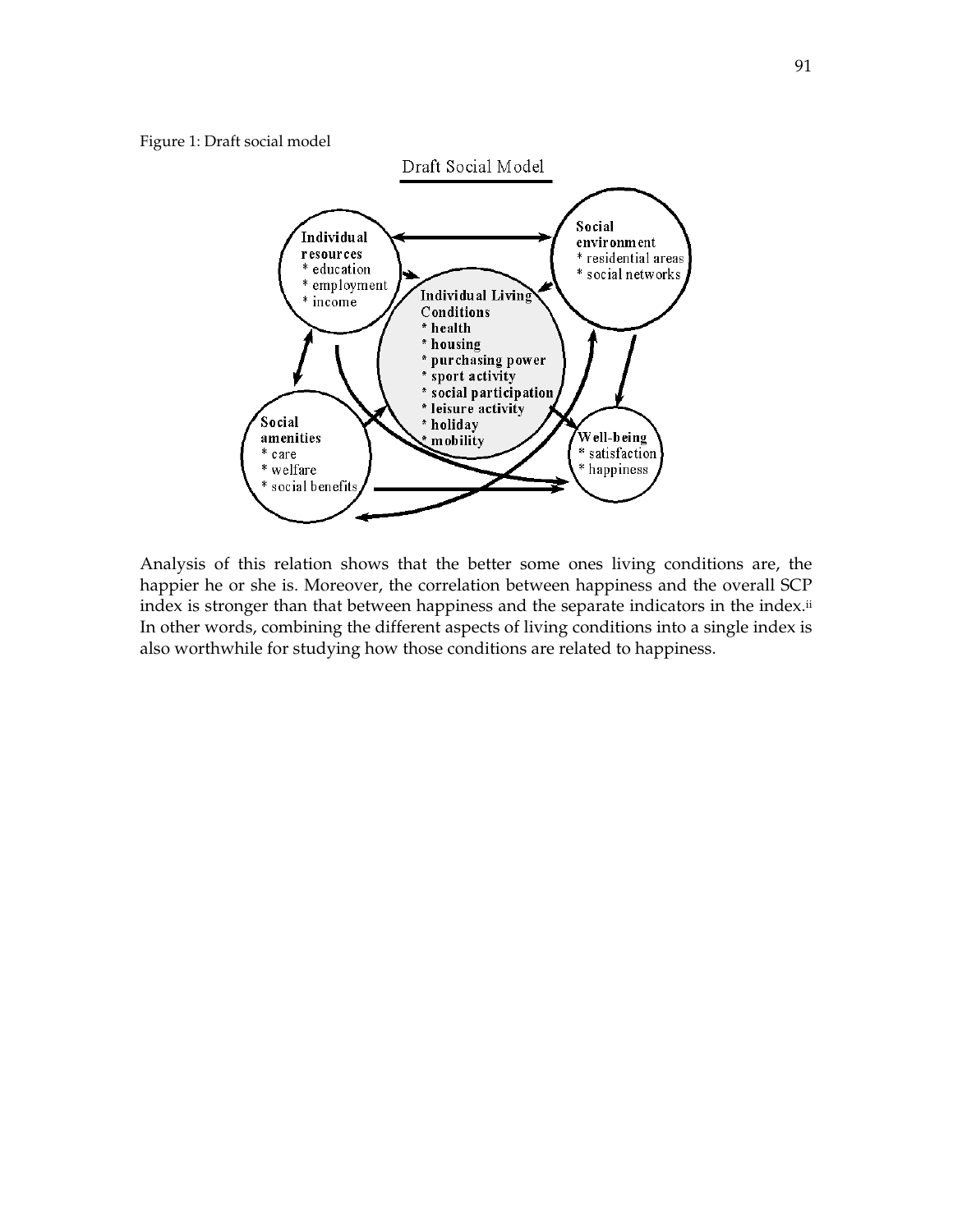Figure 1: Draft social model

Draft Social Model

**Individual resources**
* education
* employment
* income

**Social environment**
* residential areas
* social networks

**Individual Living Conditions**
* health
* housing
* purchasing power
* sport activity
* social participation
* leisure activity
* holiday
* mobility

**Social amenities**
* care
* welfare
* social benefits

**Well-being**
* satisfaction
* happiness

Analysis of this relation shows that the better some ones living conditions are, the happier he or she is. Moreover, the correlation between happiness and the overall SCP index is stronger than that between happiness and the separate indicators in the index.[ii] In other words, combining the different aspects of living conditions into a single index is also worthwhile for studying how those conditions are related to happiness.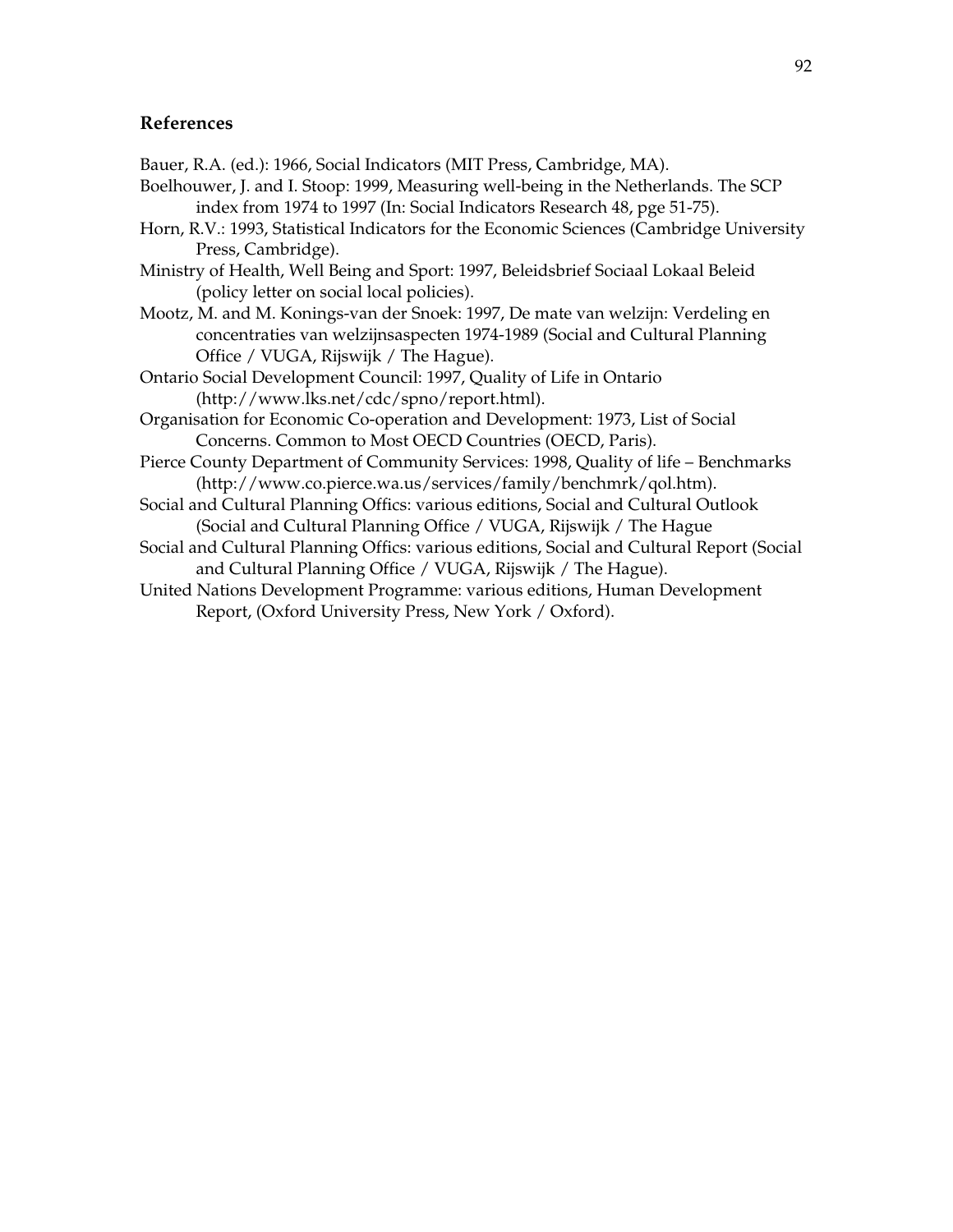## References

Bauer, R.A. (ed.): 1966, Social Indicators (MIT Press, Cambridge, MA).

Boelhouwer, J. and I. Stoop: 1999, Measuring well-being in the Netherlands. The SCP index from 1974 to 1997 (In: Social Indicators Research 48, pge 51-75).

Horn, R.V.: 1993, Statistical Indicators for the Economic Sciences (Cambridge University Press, Cambridge).

Ministry of Health, Well Being and Sport: 1997, Beleidsbrief Sociaal Lokaal Beleid (policy letter on social local policies).

Mootz, M. and M. Konings-van der Snoek: 1997, De mate van welzijn: Verdeling en concentraties van welzijnsaspecten 1974-1989 (Social and Cultural Planning Office / VUGA, Rijswijk / The Hague).

Ontario Social Development Council: 1997, Quality of Life in Ontario (http://www.lks.net/cdc/spno/report.html).

Organisation for Economic Co-operation and Development: 1973, List of Social Concerns. Common to Most OECD Countries (OECD, Paris).

Pierce County Department of Community Services: 1998, Quality of life – Benchmarks (http://www.co.pierce.wa.us/services/family/benchmrk/qol.htm).

Social and Cultural Planning Offics: various editions, Social and Cultural Outlook (Social and Cultural Planning Office / VUGA, Rijswijk / The Hague

Social and Cultural Planning Offics: various editions, Social and Cultural Report (Social and Cultural Planning Office / VUGA, Rijswijk / The Hague).

United Nations Development Programme: various editions, Human Development Report, (Oxford University Press, New York / Oxford).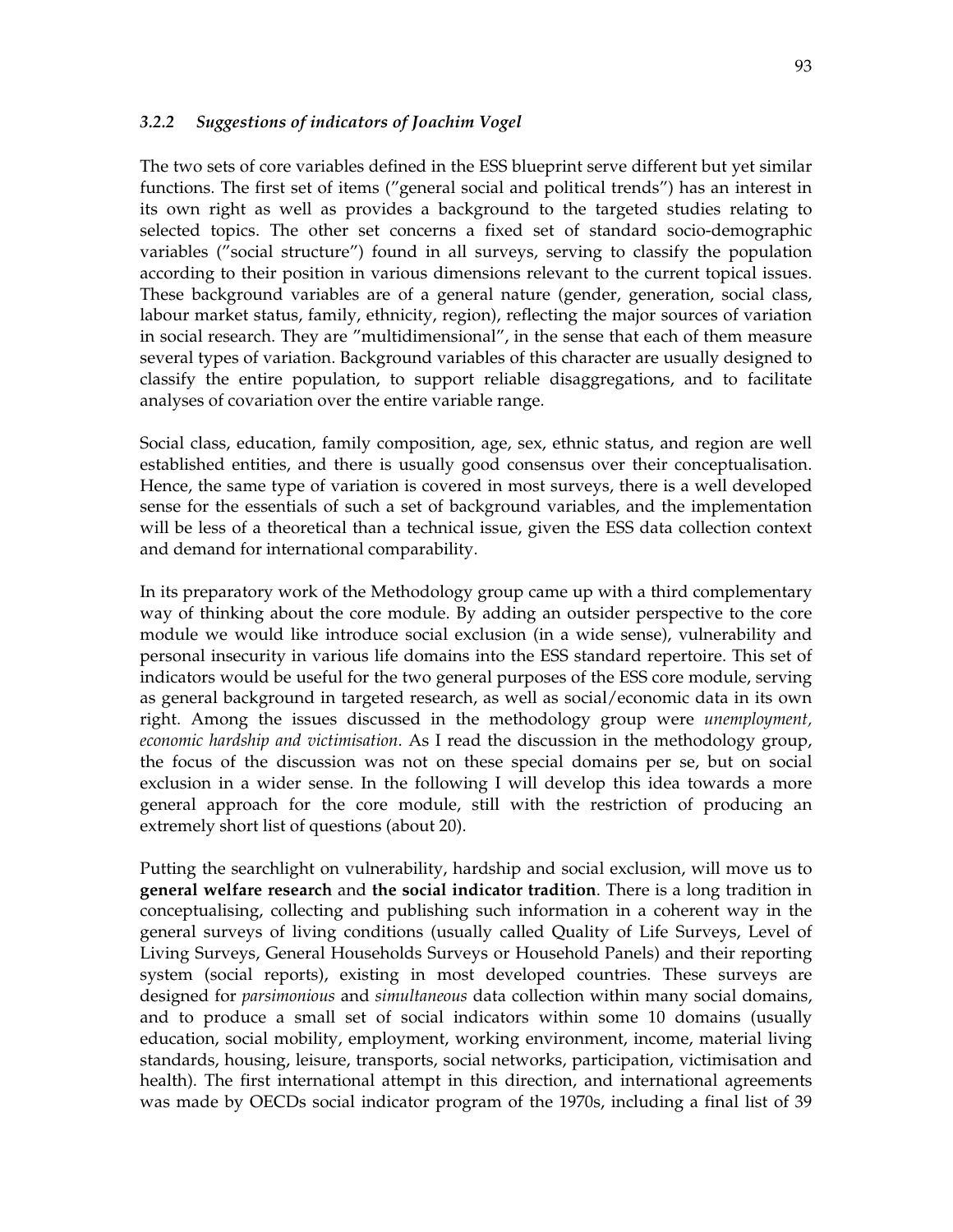### *3.2.2 Suggestions of indicators of Joachim Vogel*

The two sets of core variables defined in the ESS blueprint serve different but yet similar functions. The first set of items (”general social and political trends”) has an interest in its own right as well as provides a background to the targeted studies relating to selected topics. The other set concerns a fixed set of standard socio-demographic variables (”social structure”) found in all surveys, serving to classify the population according to their position in various dimensions relevant to the current topical issues. These background variables are of a general nature (gender, generation, social class, labour market status, family, ethnicity, region), reflecting the major sources of variation in social research. They are ”multidimensional”, in the sense that each of them measure several types of variation. Background variables of this character are usually designed to classify the entire population, to support reliable disaggregations, and to facilitate analyses of covariation over the entire variable range.

Social class, education, family composition, age, sex, ethnic status, and region are well established entities, and there is usually good consensus over their conceptualisation. Hence, the same type of variation is covered in most surveys, there is a well developed sense for the essentials of such a set of background variables, and the implementation will be less of a theoretical than a technical issue, given the ESS data collection context and demand for international comparability.

In its preparatory work of the Methodology group came up with a third complementary way of thinking about the core module. By adding an outsider perspective to the core module we would like introduce social exclusion (in a wide sense), vulnerability and personal insecurity in various life domains into the ESS standard repertoire. This set of indicators would be useful for the two general purposes of the ESS core module, serving as general background in targeted research, as well as social/economic data in its own right. Among the issues discussed in the methodology group were *unemployment, economic hardship and victimisation*. As I read the discussion in the methodology group, the focus of the discussion was not on these special domains per se, but on social exclusion in a wider sense. In the following I will develop this idea towards a more general approach for the core module, still with the restriction of producing an extremely short list of questions (about 20).

Putting the searchlight on vulnerability, hardship and social exclusion, will move us to **general welfare research** and **the social indicator tradition**. There is a long tradition in conceptualising, collecting and publishing such information in a coherent way in the general surveys of living conditions (usually called Quality of Life Surveys, Level of Living Surveys, General Households Surveys or Household Panels) and their reporting system (social reports), existing in most developed countries. These surveys are designed for *parsimonious* and *simultaneous* data collection within many social domains, and to produce a small set of social indicators within some 10 domains (usually education, social mobility, employment, working environment, income, material living standards, housing, leisure, transports, social networks, participation, victimisation and health). The first international attempt in this direction, and international agreements was made by OECDs social indicator program of the 1970s, including a final list of 39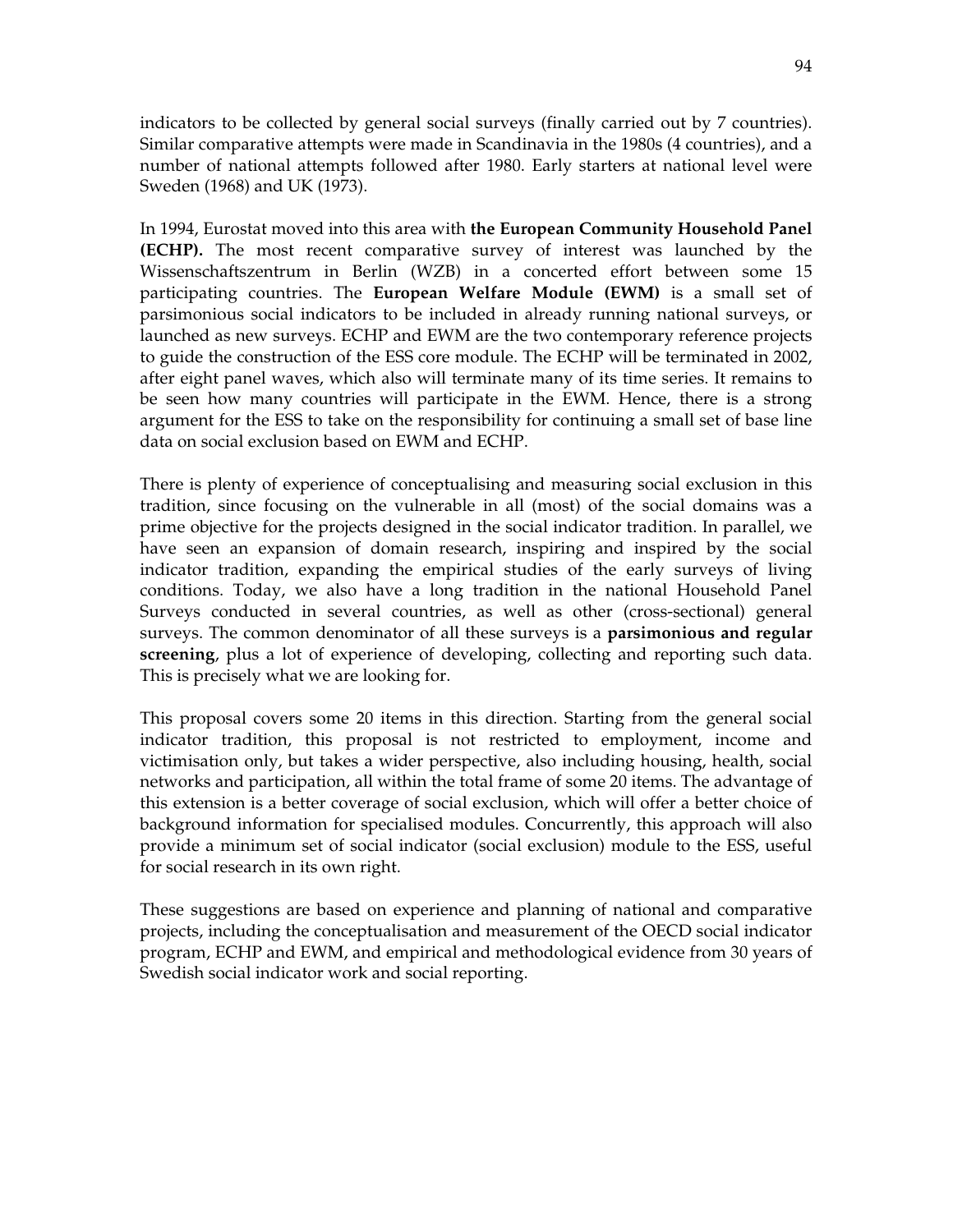indicators to be collected by general social surveys (finally carried out by 7 countries). Similar comparative attempts were made in Scandinavia in the 1980s (4 countries), and a number of national attempts followed after 1980. Early starters at national level were Sweden (1968) and UK (1973).

In 1994, Eurostat moved into this area with **the European Community Household Panel (ECHP).** The most recent comparative survey of interest was launched by the Wissenschaftszentrum in Berlin (WZB) in a concerted effort between some 15 participating countries. The **European Welfare Module (EWM)** is a small set of parsimonious social indicators to be included in already running national surveys, or launched as new surveys. ECHP and EWM are the two contemporary reference projects to guide the construction of the ESS core module. The ECHP will be terminated in 2002, after eight panel waves, which also will terminate many of its time series. It remains to be seen how many countries will participate in the EWM. Hence, there is a strong argument for the ESS to take on the responsibility for continuing a small set of base line data on social exclusion based on EWM and ECHP.

There is plenty of experience of conceptualising and measuring social exclusion in this tradition, since focusing on the vulnerable in all (most) of the social domains was a prime objective for the projects designed in the social indicator tradition. In parallel, we have seen an expansion of domain research, inspiring and inspired by the social indicator tradition, expanding the empirical studies of the early surveys of living conditions. Today, we also have a long tradition in the national Household Panel Surveys conducted in several countries, as well as other (cross-sectional) general surveys. The common denominator of all these surveys is a **parsimonious and regular screening**, plus a lot of experience of developing, collecting and reporting such data. This is precisely what we are looking for.

This proposal covers some 20 items in this direction. Starting from the general social indicator tradition, this proposal is not restricted to employment, income and victimisation only, but takes a wider perspective, also including housing, health, social networks and participation, all within the total frame of some 20 items. The advantage of this extension is a better coverage of social exclusion, which will offer a better choice of background information for specialised modules. Concurrently, this approach will also provide a minimum set of social indicator (social exclusion) module to the ESS, useful for social research in its own right.

These suggestions are based on experience and planning of national and comparative projects, including the conceptualisation and measurement of the OECD social indicator program, ECHP and EWM, and empirical and methodological evidence from 30 years of Swedish social indicator work and social reporting.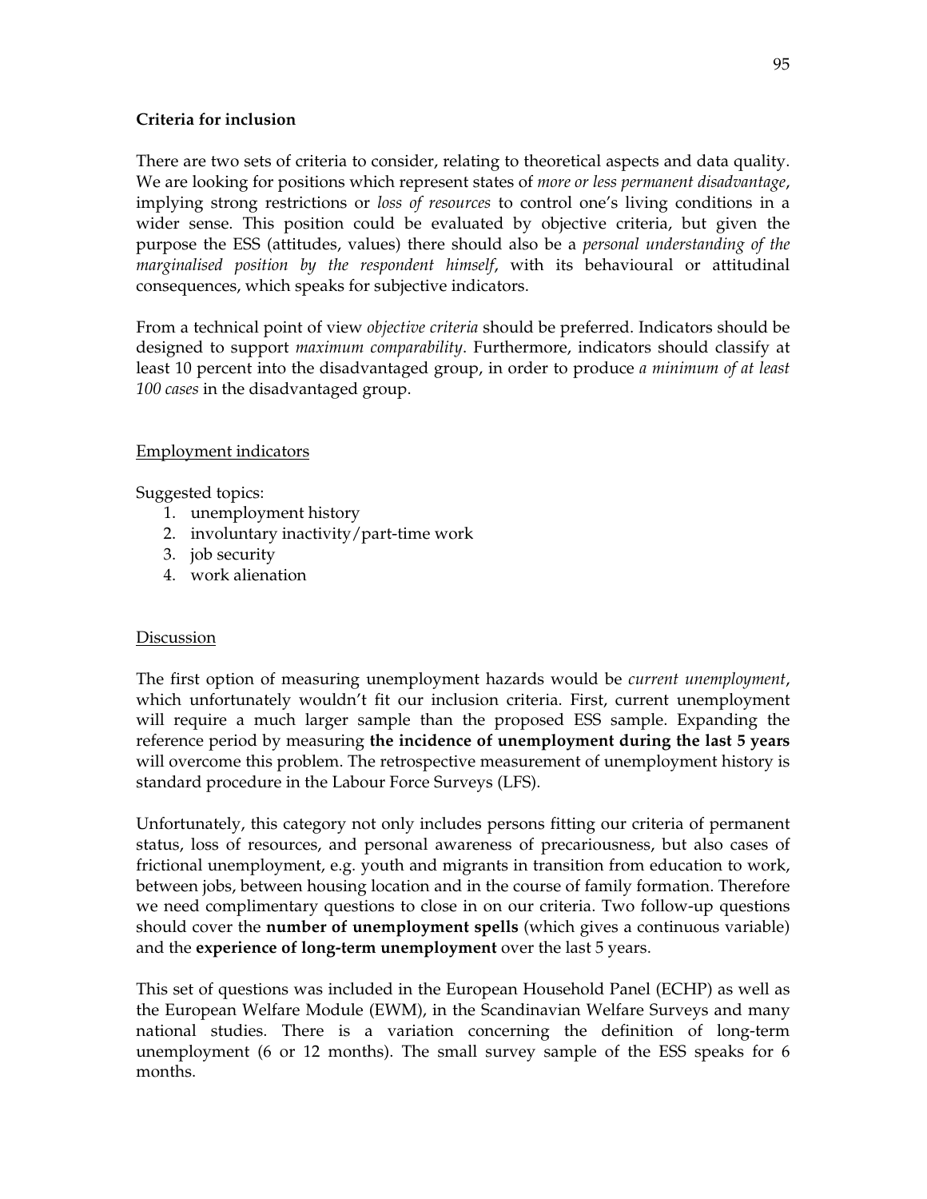**Criteria for inclusion**

There are two sets of criteria to consider, relating to theoretical aspects and data quality. We are looking for positions which represent states of *more or less permanent disadvantage*, implying strong restrictions or *loss of resources* to control one's living conditions in a wider sense. This position could be evaluated by objective criteria, but given the purpose the ESS (attitudes, values) there should also be a *personal understanding of the marginalised position by the respondent himself*, with its behavioural or attitudinal consequences, which speaks for subjective indicators.

From a technical point of view *objective criteria* should be preferred. Indicators should be designed to support *maximum comparability*. Furthermore, indicators should classify at least 10 percent into the disadvantaged group, in order to produce *a minimum of at least 100 cases* in the disadvantaged group.

Employment indicators

Suggested topics:

1. unemployment history
2. involuntary inactivity/part-time work
3. job security
4. work alienation

Discussion

The first option of measuring unemployment hazards would be *current unemployment*, which unfortunately wouldn't fit our inclusion criteria. First, current unemployment will require a much larger sample than the proposed ESS sample. Expanding the reference period by measuring **the incidence of unemployment during the last 5 years** will overcome this problem. The retrospective measurement of unemployment history is standard procedure in the Labour Force Surveys (LFS).

Unfortunately, this category not only includes persons fitting our criteria of permanent status, loss of resources, and personal awareness of precariousness, but also cases of frictional unemployment, e.g. youth and migrants in transition from education to work, between jobs, between housing location and in the course of family formation. Therefore we need complimentary questions to close in on our criteria. Two follow-up questions should cover the **number of unemployment spells** (which gives a continuous variable) and the **experience of long-term unemployment** over the last 5 years.

This set of questions was included in the European Household Panel (ECHP) as well as the European Welfare Module (EWM), in the Scandinavian Welfare Surveys and many national studies. There is a variation concerning the definition of long-term unemployment (6 or 12 months). The small survey sample of the ESS speaks for 6 months.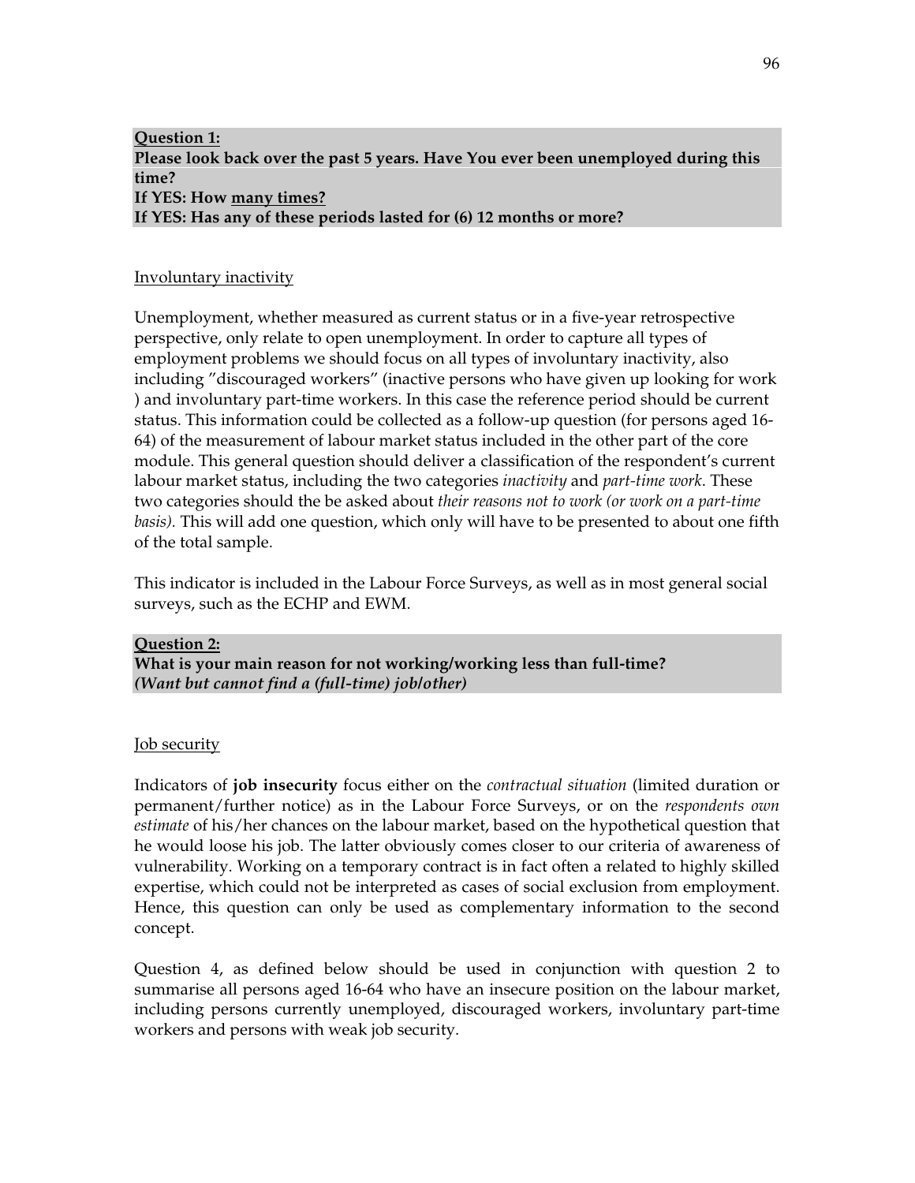**<u>Question 1:</u>**
**Please look back over the past 5 years. Have You ever been unemployed during this time?**
**If YES: How <u>many times?</u>**
**If YES: Has any of these periods lasted for (6) 12 months or more?**

<u>Involuntary inactivity</u>

Unemployment, whether measured as current status or in a five-year retrospective perspective, only relate to open unemployment. In order to capture all types of employment problems we should focus on all types of involuntary inactivity, also including ”discouraged workers” (inactive persons who have given up looking for work ) and involuntary part-time workers. In this case the reference period should be current status. This information could be collected as a follow-up question (for persons aged 16-64) of the measurement of labour market status included in the other part of the core module. This general question should deliver a classification of the respondent's current labour market status, including the two categories *inactivity* and *part-time work*. These two categories should the be asked about *their reasons not to work (or work on a part-time basis).* This will add one question, which only will have to be presented to about one fifth of the total sample.

This indicator is included in the Labour Force Surveys, as well as in most general social surveys, such as the ECHP and EWM.

**<u>Question 2:</u>**
**What is your main reason for not working/working less than full-time?**
***(Want but cannot find a (full-time) job/other)***

<u>Job security</u>

Indicators of **job insecurity** focus either on the *contractual situation* (limited duration or permanent/further notice) as in the Labour Force Surveys, or on the *respondents own estimate* of his/her chances on the labour market, based on the hypothetical question that he would loose his job. The latter obviously comes closer to our criteria of awareness of vulnerability. Working on a temporary contract is in fact often a related to highly skilled expertise, which could not be interpreted as cases of social exclusion from employment. Hence, this question can only be used as complementary information to the second concept.

Question 4, as defined below should be used in conjunction with question 2 to summarise all persons aged 16-64 who have an insecure position on the labour market, including persons currently unemployed, discouraged workers, involuntary part-time workers and persons with weak job security.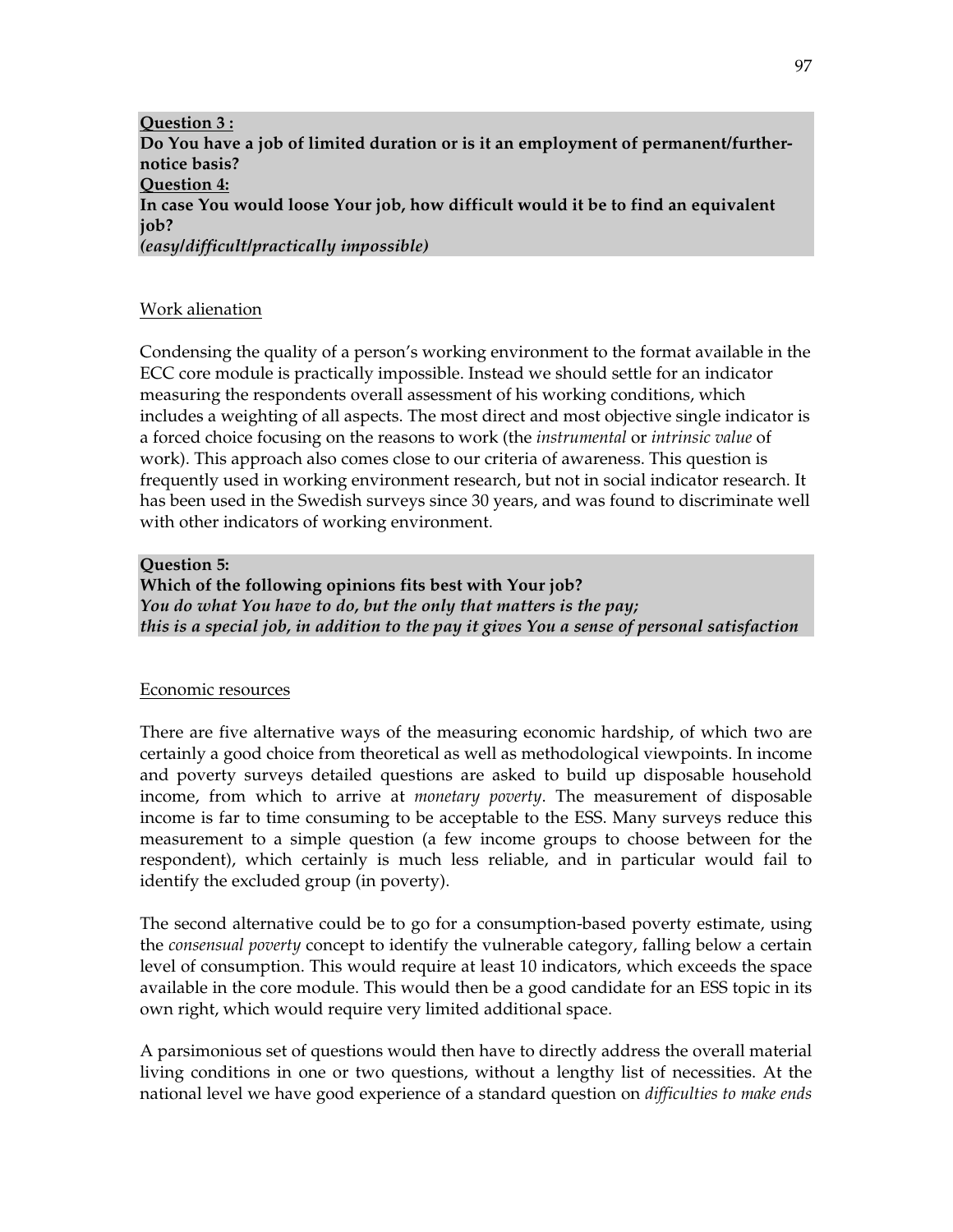**<u>Question 3 :</u>**
**Do You have a job of limited duration or is it an employment of permanent/further-notice basis?**
**<u>Question 4:</u>**
**In case You would loose Your job, how difficult would it be to find an equivalent job?**
***(easy/difficult/practically impossible)***

<u>Work alienation</u>

Condensing the quality of a person's working environment to the format available in the ECC core module is practically impossible. Instead we should settle for an indicator measuring the respondents overall assessment of his working conditions, which includes a weighting of all aspects. The most direct and most objective single indicator is a forced choice focusing on the reasons to work (the *instrumental* or *intrinsic value* of work). This approach also comes close to our criteria of awareness. This question is frequently used in working environment research, but not in social indicator research. It has been used in the Swedish surveys since 30 years, and was found to discriminate well with other indicators of working environment.

**Question 5:**
**Which of the following opinions fits best with Your job?**
***You do what You have to do, but the only that matters is the pay;***
***this is a special job, in addition to the pay it gives You a sense of personal satisfaction***

<u>Economic resources</u>

There are five alternative ways of the measuring economic hardship, of which two are certainly a good choice from theoretical as well as methodological viewpoints. In income and poverty surveys detailed questions are asked to build up disposable household income, from which to arrive at *monetary poverty*. The measurement of disposable income is far to time consuming to be acceptable to the ESS. Many surveys reduce this measurement to a simple question (a few income groups to choose between for the respondent), which certainly is much less reliable, and in particular would fail to identify the excluded group (in poverty).

The second alternative could be to go for a consumption-based poverty estimate, using the *consensual poverty* concept to identify the vulnerable category, falling below a certain level of consumption. This would require at least 10 indicators, which exceeds the space available in the core module. This would then be a good candidate for an ESS topic in its own right, which would require very limited additional space.

A parsimonious set of questions would then have to directly address the overall material living conditions in one or two questions, without a lengthy list of necessities. At the national level we have good experience of a standard question on *difficulties to make ends*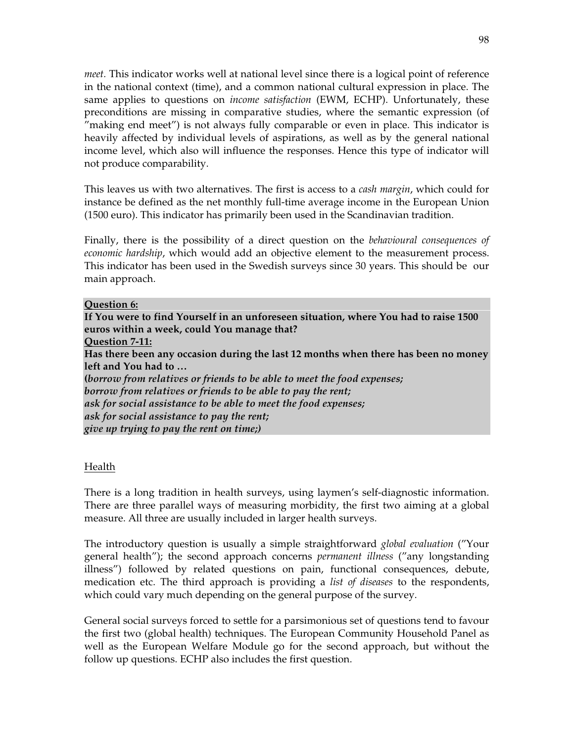*meet.* This indicator works well at national level since there is a logical point of reference in the national context (time), and a common national cultural expression in place. The same applies to questions on *income satisfaction* (EWM, ECHP). Unfortunately, these preconditions are missing in comparative studies, where the semantic expression (of "making end meet") is not always fully comparable or even in place. This indicator is heavily affected by individual levels of aspirations, as well as by the general national income level, which also will influence the responses. Hence this type of indicator will not produce comparability.

This leaves us with two alternatives. The first is access to a *cash margin*, which could for instance be defined as the net monthly full-time average income in the European Union (1500 euro). This indicator has primarily been used in the Scandinavian tradition.

Finally, there is the possibility of a direct question on the *behavioural consequences of economic hardship*, which would add an objective element to the measurement process. This indicator has been used in the Swedish surveys since 30 years. This should be our main approach.

**Question 6:**
**If You were to find Yourself in an unforeseen situation, where You had to raise 1500 euros within a week, could You manage that?**
**Question 7-11:**
**Has there been any occasion during the last 12 months when there has been no money left and You had to …**
**(*borrow from relatives or friends to be able to meet the food expenses;***
***borrow from relatives or friends to be able to pay the rent;***
***ask for social assistance to be able to meet the food expenses;***
***ask for social assistance to pay the rent;***
***give up trying to pay the rent on time;*)**

Health

There is a long tradition in health surveys, using laymen's self-diagnostic information. There are three parallel ways of measuring morbidity, the first two aiming at a global measure. All three are usually included in larger health surveys.

The introductory question is usually a simple straightforward *global evaluation* ("Your general health"); the second approach concerns *permanent illness* ("any longstanding illness") followed by related questions on pain, functional consequences, debute, medication etc. The third approach is providing a *list of diseases* to the respondents, which could vary much depending on the general purpose of the survey.

General social surveys forced to settle for a parsimonious set of questions tend to favour the first two (global health) techniques. The European Community Household Panel as well as the European Welfare Module go for the second approach, but without the follow up questions. ECHP also includes the first question.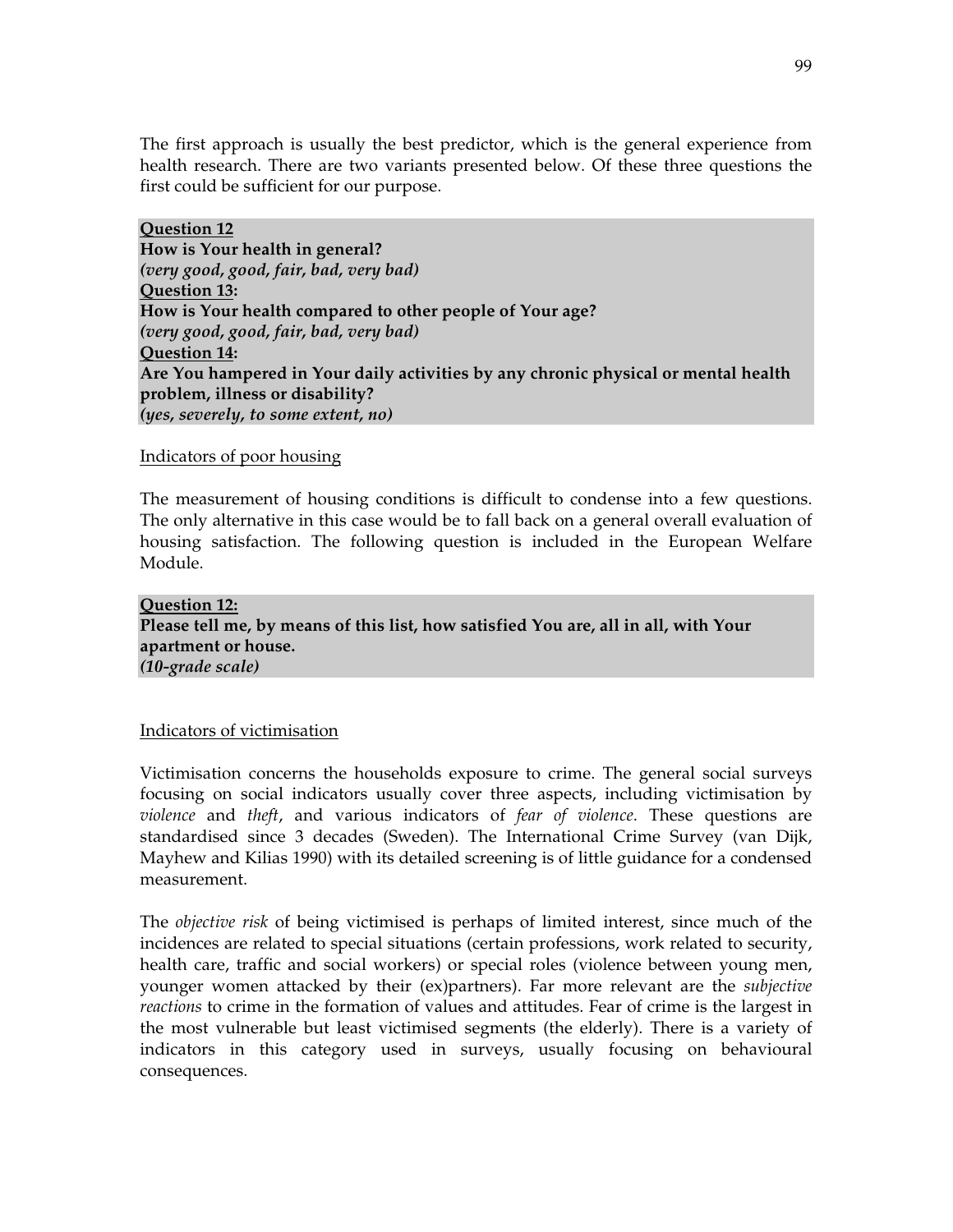The first approach is usually the best predictor, which is the general experience from health research. There are two variants presented below. Of these three questions the first could be sufficient for our purpose.

**<u>Question 12</u>**
**How is Your health in general?**
***(very good, good, fair, bad, very bad)***
**<u>Question 13</u>:**
**How is Your health compared to other people of Your age?**
***(very good, good, fair, bad, very bad)***
**<u>Question 14</u>:**
**Are You hampered in Your daily activities by any chronic physical or mental health problem, illness or disability?**
***(yes, severely, to some extent, no)***

<u>Indicators of poor housing</u>

The measurement of housing conditions is difficult to condense into a few questions. The only alternative in this case would be to fall back on a general overall evaluation of housing satisfaction. The following question is included in the European Welfare Module.

**<u>Question 12:</u>**
**Please tell me, by means of this list, how satisfied You are, all in all, with Your apartment or house.**
***(10-grade scale)***

<u>Indicators of victimisation</u>

Victimisation concerns the households exposure to crime. The general social surveys focusing on social indicators usually cover three aspects, including victimisation by *violence* and *theft*, and various indicators of *fear of violence*. These questions are standardised since 3 decades (Sweden). The International Crime Survey (van Dijk, Mayhew and Kilias 1990) with its detailed screening is of little guidance for a condensed measurement.

The *objective risk* of being victimised is perhaps of limited interest, since much of the incidences are related to special situations (certain professions, work related to security, health care, traffic and social workers) or special roles (violence between young men, younger women attacked by their (ex)partners). Far more relevant are the *subjective reactions* to crime in the formation of values and attitudes. Fear of crime is the largest in the most vulnerable but least victimised segments (the elderly). There is a variety of indicators in this category used in surveys, usually focusing on behavioural consequences.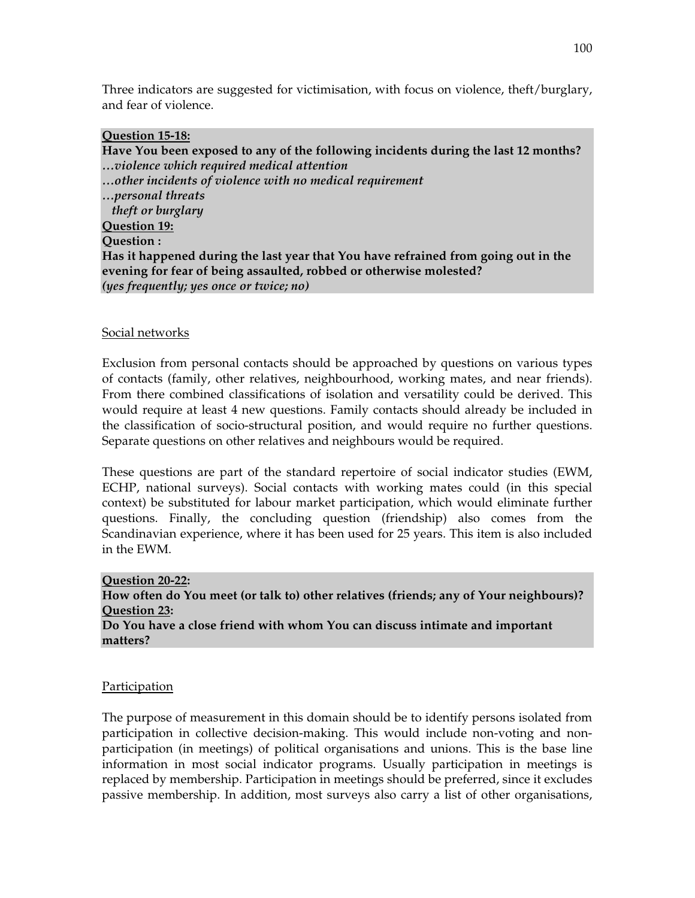Three indicators are suggested for victimisation, with focus on violence, theft/burglary, and fear of violence.

**<u>Question 15-18:</u>**
**Have You been exposed to any of the following incidents during the last 12 months?**
***…violence which required medical attention***
***…other incidents of violence with no medical requirement***
***…personal threats***
***theft or burglary***
**<u>Question 19:</u>**
**Question :**
**Has it happened during the last year that You have refrained from going out in the evening for fear of being assaulted, robbed or otherwise molested?**
***(yes frequently; yes once or twice; no)***

<u>Social networks</u>

Exclusion from personal contacts should be approached by questions on various types of contacts (family, other relatives, neighbourhood, working mates, and near friends). From there combined classifications of isolation and versatility could be derived. This would require at least 4 new questions. Family contacts should already be included in the classification of socio-structural position, and would require no further questions. Separate questions on other relatives and neighbours would be required.

These questions are part of the standard repertoire of social indicator studies (EWM, ECHP, national surveys). Social contacts with working mates could (in this special context) be substituted for labour market participation, which would eliminate further questions. Finally, the concluding question (friendship) also comes from the Scandinavian experience, where it has been used for 25 years. This item is also included in the EWM.

**<u>Question 20-22</u>:**
**How often do You meet (or talk to) other relatives (friends; any of Your neighbours)?**
**<u>Question 23</u>:**
**Do You have a close friend with whom You can discuss intimate and important matters?**

<u>Participation</u>

The purpose of measurement in this domain should be to identify persons isolated from participation in collective decision-making. This would include non-voting and non-participation (in meetings) of political organisations and unions. This is the base line information in most social indicator programs. Usually participation in meetings is replaced by membership. Participation in meetings should be preferred, since it excludes passive membership. In addition, most surveys also carry a list of other organisations,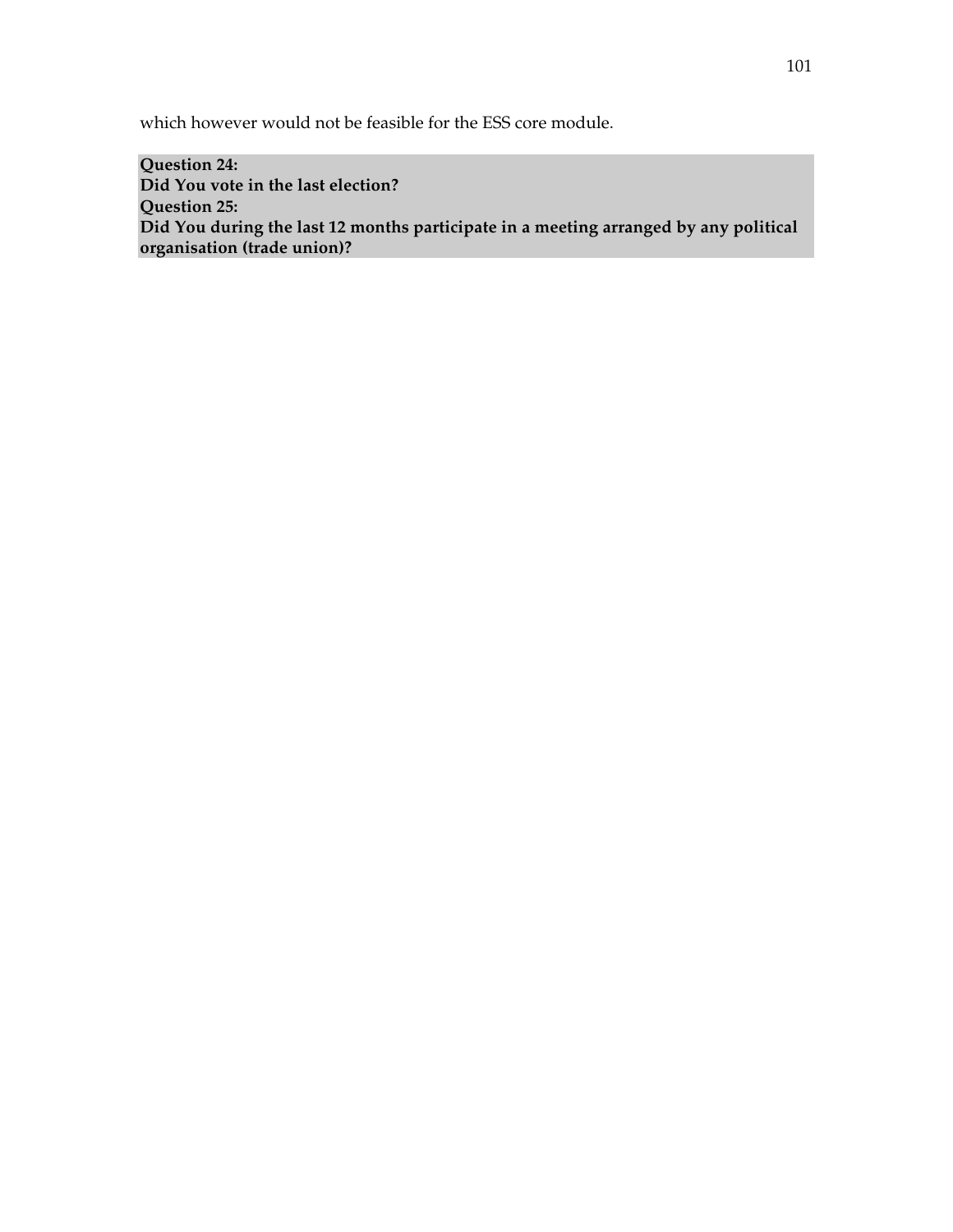which however would not be feasible for the ESS core module.

**Question 24:**
**Did You vote in the last election?**
**Question 25:**
**Did You during the last 12 months participate in a meeting arranged by any political organisation (trade union)?**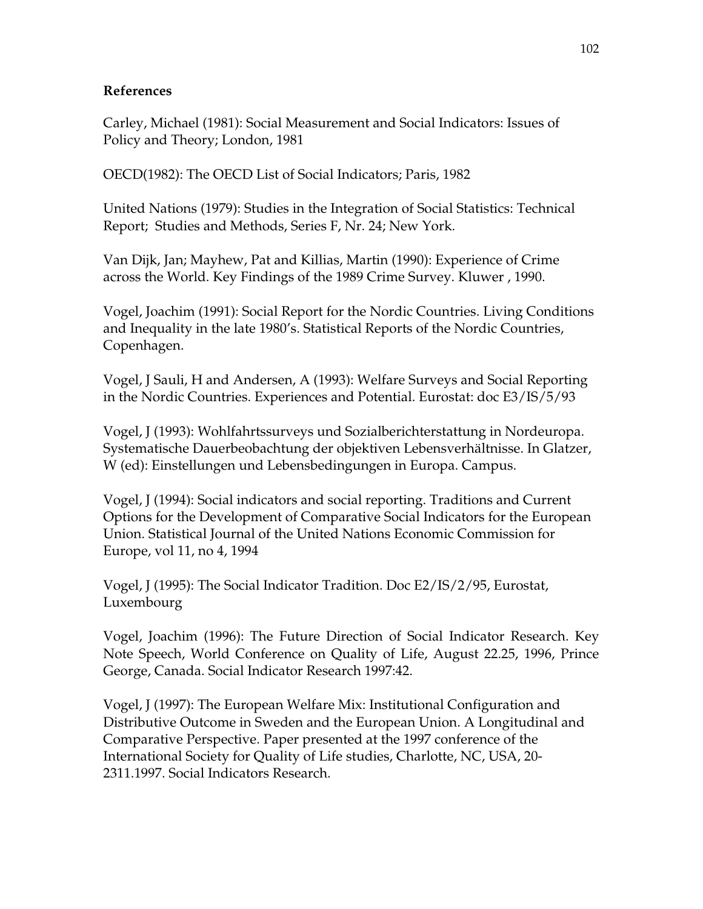**References**

Carley, Michael (1981): Social Measurement and Social Indicators: Issues of Policy and Theory; London, 1981

OECD(1982): The OECD List of Social Indicators; Paris, 1982

United Nations (1979): Studies in the Integration of Social Statistics: Technical Report; Studies and Methods, Series F, Nr. 24; New York.

Van Dijk, Jan; Mayhew, Pat and Killias, Martin (1990): Experience of Crime across the World. Key Findings of the 1989 Crime Survey. Kluwer , 1990.

Vogel, Joachim (1991): Social Report for the Nordic Countries. Living Conditions and Inequality in the late 1980's. Statistical Reports of the Nordic Countries, Copenhagen.

Vogel, J Sauli, H and Andersen, A (1993): Welfare Surveys and Social Reporting in the Nordic Countries. Experiences and Potential. Eurostat: doc E3/IS/5/93

Vogel, J (1993): Wohlfahrtssurveys und Sozialberichterstattung in Nordeuropa. Systematische Dauerbeobachtung der objektiven Lebensverhältnisse. In Glatzer, W (ed): Einstellungen und Lebensbedingungen in Europa. Campus.

Vogel, J (1994): Social indicators and social reporting. Traditions and Current Options for the Development of Comparative Social Indicators for the European Union. Statistical Journal of the United Nations Economic Commission for Europe, vol 11, no 4, 1994

Vogel, J (1995): The Social Indicator Tradition. Doc E2/IS/2/95, Eurostat, Luxembourg

Vogel, Joachim (1996): The Future Direction of Social Indicator Research. Key Note Speech, World Conference on Quality of Life, August 22.25, 1996, Prince George, Canada. Social Indicator Research 1997:42.

Vogel, J (1997): The European Welfare Mix: Institutional Configuration and Distributive Outcome in Sweden and the European Union. A Longitudinal and Comparative Perspective. Paper presented at the 1997 conference of the International Society for Quality of Life studies, Charlotte, NC, USA, 20-2311.1997. Social Indicators Research.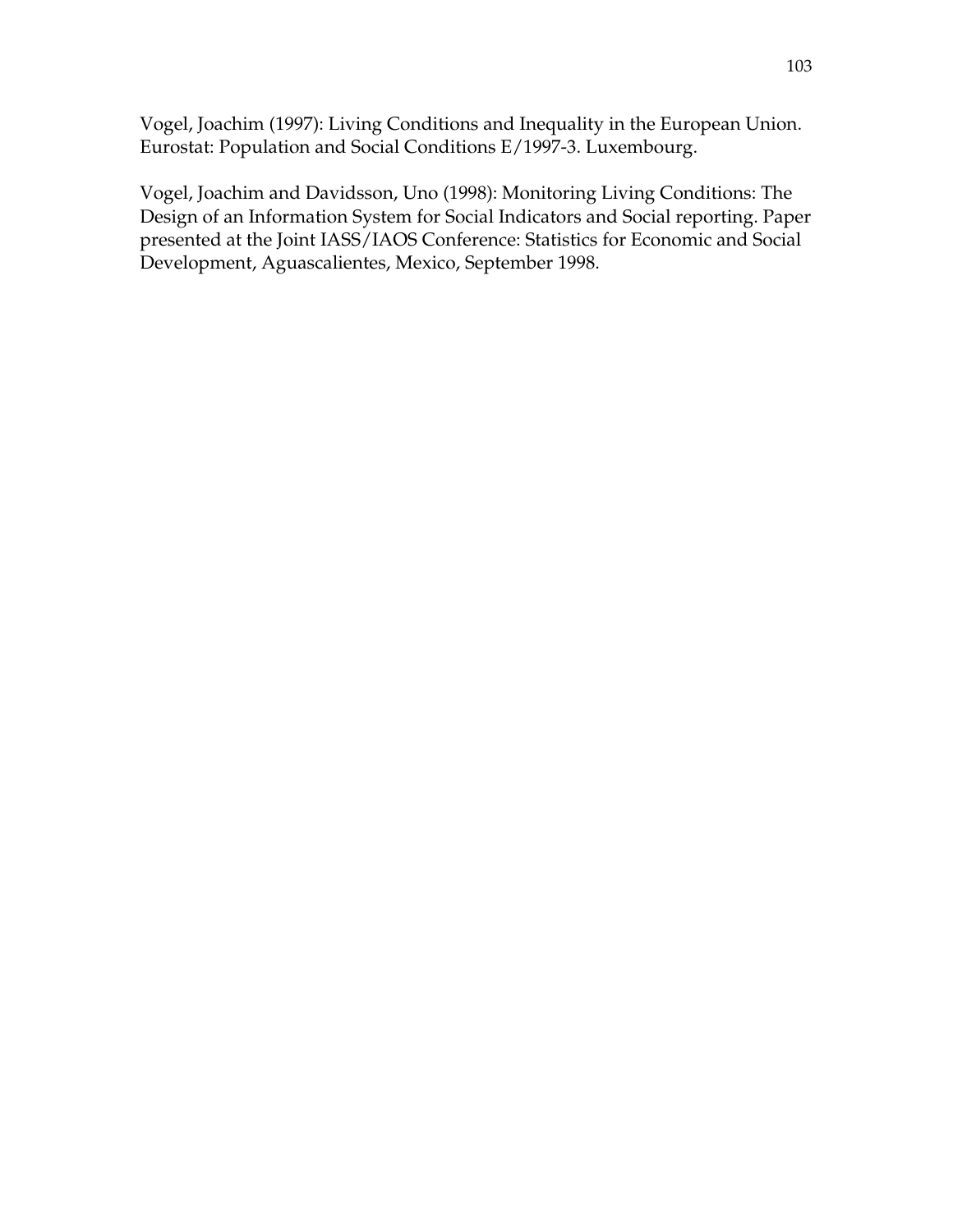Vogel, Joachim (1997): Living Conditions and Inequality in the European Union. Eurostat: Population and Social Conditions E/1997-3. Luxembourg.

Vogel, Joachim and Davidsson, Uno (1998): Monitoring Living Conditions: The Design of an Information System for Social Indicators and Social reporting. Paper presented at the Joint IASS/IAOS Conference: Statistics for Economic and Social Development, Aguascalientes, Mexico, September 1998.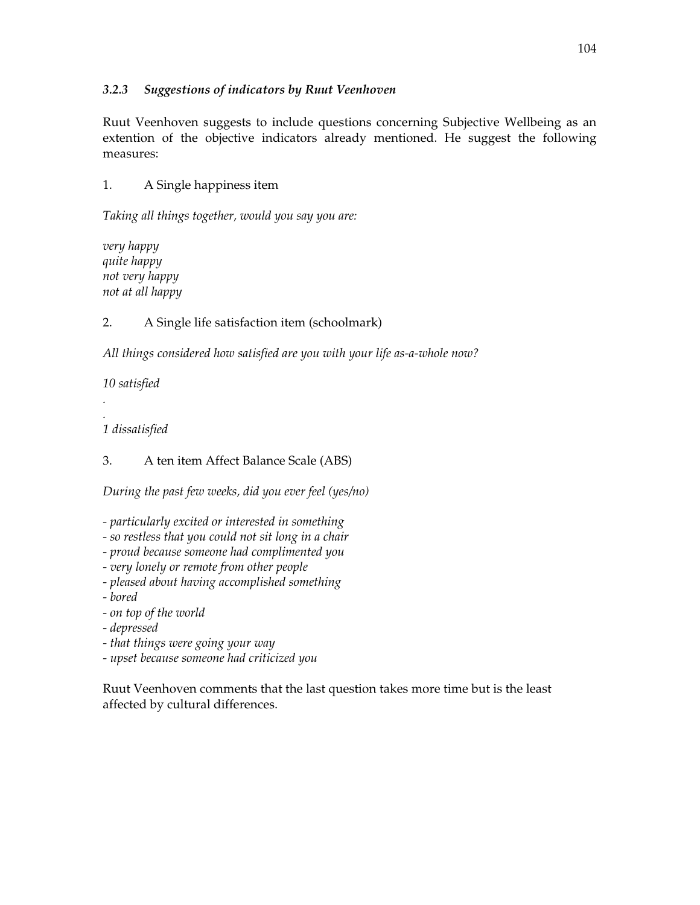### *3.2.3 Suggestions of indicators by Ruut Veenhoven*

Ruut Veenhoven suggests to include questions concerning Subjective Wellbeing as an extention of the objective indicators already mentioned. He suggest the following measures:

1. A Single happiness item

*Taking all things together, would you say you are:*

*very happy*
*quite happy*
*not very happy*
*not at all happy*

2. A Single life satisfaction item (schoolmark)

*All things considered how satisfied are you with your life as-a-whole now?*

*10 satisfied*
.
.
*1 dissatisfied*

3. A ten item Affect Balance Scale (ABS)

*During the past few weeks, did you ever feel (yes/no)*

- *particularly excited or interested in something*
- *so restless that you could not sit long in a chair*
- *proud because someone had complimented you*
- *very lonely or remote from other people*
- *pleased about having accomplished something*
- *bored*
- *on top of the world*
- *depressed*
- *that things were going your way*
- *upset because someone had criticized you*

Ruut Veenhoven comments that the last question takes more time but is the least affected by cultural differences.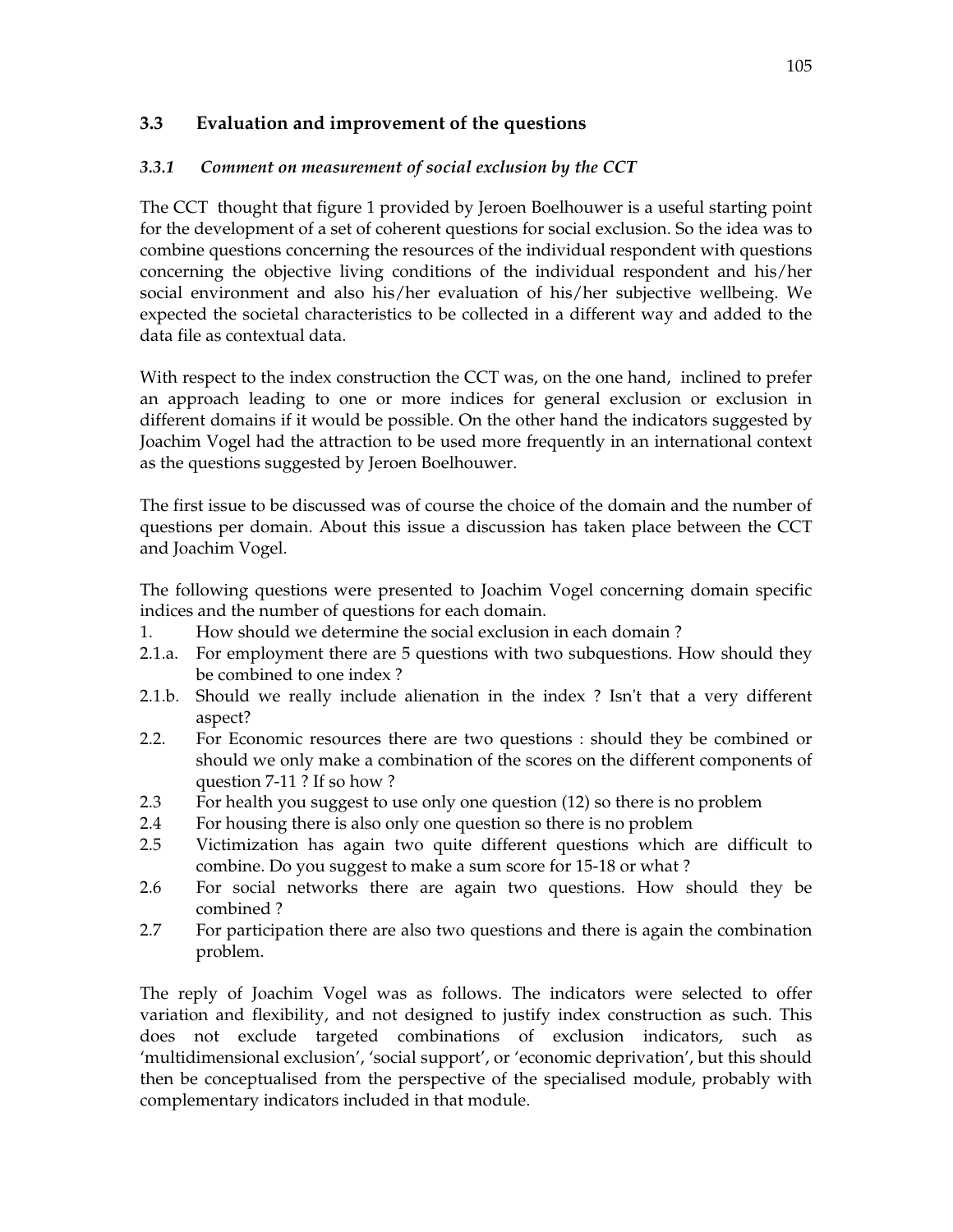## 3.3 Evaluation and improvement of the questions

### *3.3.1 Comment on measurement of social exclusion by the CCT*

The CCT thought that figure 1 provided by Jeroen Boelhouwer is a useful starting point for the development of a set of coherent questions for social exclusion. So the idea was to combine questions concerning the resources of the individual respondent with questions concerning the objective living conditions of the individual respondent and his/her social environment and also his/her evaluation of his/her subjective wellbeing. We expected the societal characteristics to be collected in a different way and added to the data file as contextual data.

With respect to the index construction the CCT was, on the one hand, inclined to prefer an approach leading to one or more indices for general exclusion or exclusion in different domains if it would be possible. On the other hand the indicators suggested by Joachim Vogel had the attraction to be used more frequently in an international context as the questions suggested by Jeroen Boelhouwer.

The first issue to be discussed was of course the choice of the domain and the number of questions per domain. About this issue a discussion has taken place between the CCT and Joachim Vogel.

The following questions were presented to Joachim Vogel concerning domain specific indices and the number of questions for each domain.

1. How should we determine the social exclusion in each domain ?

2.1.a. For employment there are 5 questions with two subquestions. How should they be combined to one index ?

2.1.b. Should we really include alienation in the index ? Isn't that a very different aspect?

2.2. For Economic resources there are two questions : should they be combined or should we only make a combination of the scores on the different components of question 7-11 ? If so how ?

2.3 For health you suggest to use only one question (12) so there is no problem

2.4 For housing there is also only one question so there is no problem

2.5 Victimization has again two quite different questions which are difficult to combine. Do you suggest to make a sum score for 15-18 or what ?

2.6 For social networks there are again two questions. How should they be combined ?

2.7 For participation there are also two questions and there is again the combination problem.

The reply of Joachim Vogel was as follows. The indicators were selected to offer variation and flexibility, and not designed to justify index construction as such. This does not exclude targeted combinations of exclusion indicators, such as 'multidimensional exclusion', 'social support', or 'economic deprivation', but this should then be conceptualised from the perspective of the specialised module, probably with complementary indicators included in that module.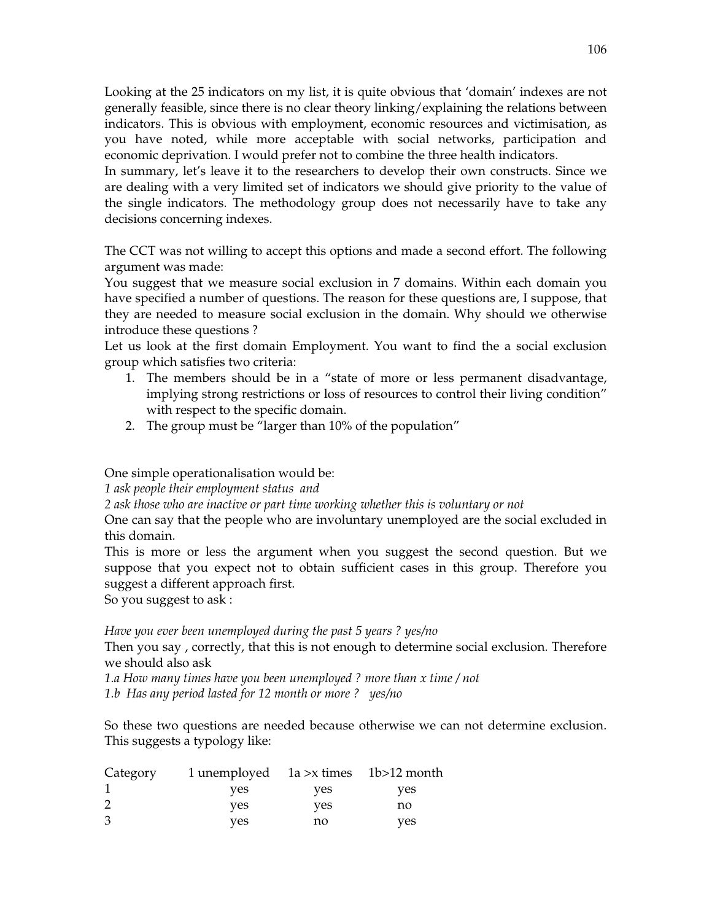Looking at the 25 indicators on my list, it is quite obvious that 'domain' indexes are not generally feasible, since there is no clear theory linking/explaining the relations between indicators. This is obvious with employment, economic resources and victimisation, as you have noted, while more acceptable with social networks, participation and economic deprivation. I would prefer not to combine the three health indicators.

In summary, let's leave it to the researchers to develop their own constructs. Since we are dealing with a very limited set of indicators we should give priority to the value of the single indicators. The methodology group does not necessarily have to take any decisions concerning indexes.

The CCT was not willing to accept this options and made a second effort. The following argument was made:

You suggest that we measure social exclusion in 7 domains. Within each domain you have specified a number of questions. The reason for these questions are, I suppose, that they are needed to measure social exclusion in the domain. Why should we otherwise introduce these questions ?

Let us look at the first domain Employment. You want to find the a social exclusion group which satisfies two criteria:

1. The members should be in a "state of more or less permanent disadvantage, implying strong restrictions or loss of resources to control their living condition" with respect to the specific domain.
2. The group must be "larger than 10% of the population"

One simple operationalisation would be:

*1 ask people their employment status and*

*2 ask those who are inactive or part time working whether this is voluntary or not*

One can say that the people who are involuntary unemployed are the social excluded in this domain.

This is more or less the argument when you suggest the second question. But we suppose that you expect not to obtain sufficient cases in this group. Therefore you suggest a different approach first.

So you suggest to ask :

*Have you ever been unemployed during the past 5 years ? yes/no*

Then you say , correctly, that this is not enough to determine social exclusion. Therefore we should also ask

*1.a How many times have you been unemployed ? more than x time / not*

*1.b Has any period lasted for 12 month or more ? yes/no*

So these two questions are needed because otherwise we can not determine exclusion. This suggests a typology like:

| Category | 1 unemployed | 1a >x times | 1b>12 month |
|---|---|---|---|
| 1 | yes | yes | yes |
| 2 | yes | yes | no |
| 3 | yes | no | yes |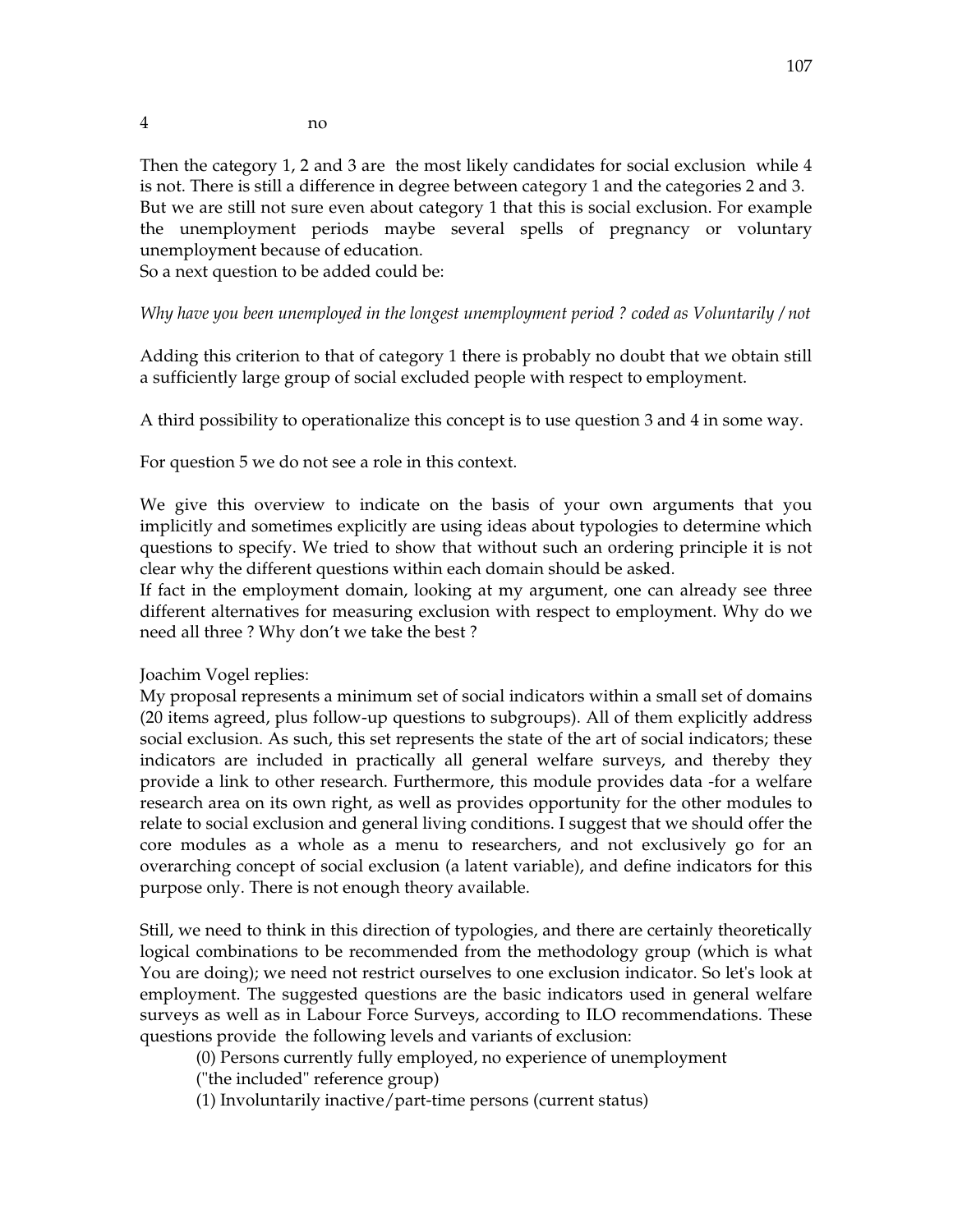4 no

Then the category 1, 2 and 3 are the most likely candidates for social exclusion while 4 is not. There is still a difference in degree between category 1 and the categories 2 and 3. But we are still not sure even about category 1 that this is social exclusion. For example the unemployment periods maybe several spells of pregnancy or voluntary unemployment because of education.
So a next question to be added could be:

*Why have you been unemployed in the longest unemployment period ? coded as Voluntarily / not*

Adding this criterion to that of category 1 there is probably no doubt that we obtain still a sufficiently large group of social excluded people with respect to employment.

A third possibility to operationalize this concept is to use question 3 and 4 in some way.

For question 5 we do not see a role in this context.

We give this overview to indicate on the basis of your own arguments that you implicitly and sometimes explicitly are using ideas about typologies to determine which questions to specify. We tried to show that without such an ordering principle it is not clear why the different questions within each domain should be asked.
If fact in the employment domain, looking at my argument, one can already see three different alternatives for measuring exclusion with respect to employment. Why do we need all three ? Why don't we take the best ?

Joachim Vogel replies:
My proposal represents a minimum set of social indicators within a small set of domains (20 items agreed, plus follow-up questions to subgroups). All of them explicitly address social exclusion. As such, this set represents the state of the art of social indicators; these indicators are included in practically all general welfare surveys, and thereby they provide a link to other research. Furthermore, this module provides data -for a welfare research area on its own right, as well as provides opportunity for the other modules to relate to social exclusion and general living conditions. I suggest that we should offer the core modules as a whole as a menu to researchers, and not exclusively go for an overarching concept of social exclusion (a latent variable), and define indicators for this purpose only. There is not enough theory available.

Still, we need to think in this direction of typologies, and there are certainly theoretically logical combinations to be recommended from the methodology group (which is what You are doing); we need not restrict ourselves to one exclusion indicator. So let's look at employment. The suggested questions are the basic indicators used in general welfare surveys as well as in Labour Force Surveys, according to ILO recommendations. These questions provide the following levels and variants of exclusion:

(0) Persons currently fully employed, no experience of unemployment
("the included" reference group)
(1) Involuntarily inactive/part-time persons (current status)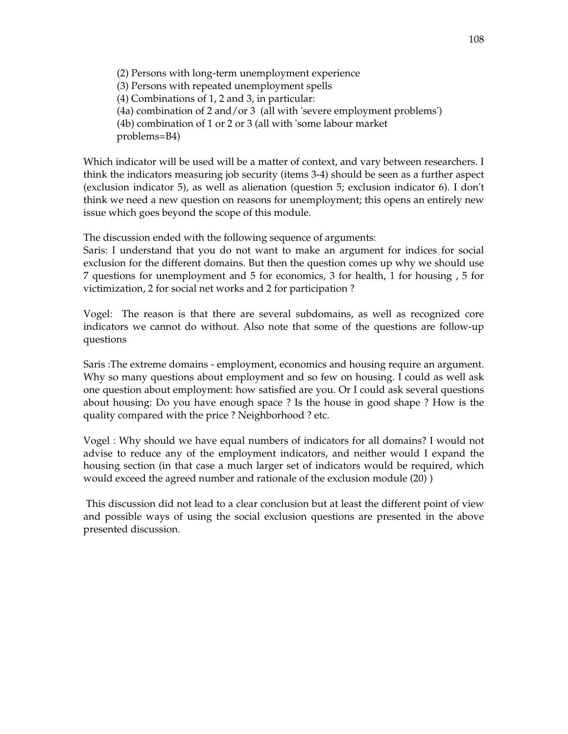(2) Persons with long-term unemployment experience
(3) Persons with repeated unemployment spells
(4) Combinations of 1, 2 and 3, in particular:
(4a) combination of 2 and/or 3 (all with 'severe employment problems')
(4b) combination of 1 or 2 or 3 (all with 'some labour market problems=B4)

Which indicator will be used will be a matter of context, and vary between researchers. I think the indicators measuring job security (items 3-4) should be seen as a further aspect (exclusion indicator 5), as well as alienation (question 5; exclusion indicator 6). I don't think we need a new question on reasons for unemployment; this opens an entirely new issue which goes beyond the scope of this module.

The discussion ended with the following sequence of arguments:
Saris: I understand that you do not want to make an argument for indices for social exclusion for the different domains. But then the question comes up why we should use 7 questions for unemployment and 5 for economics, 3 for health, 1 for housing , 5 for victimization, 2 for social net works and 2 for participation ?

Vogel: The reason is that there are several subdomains, as well as recognized core indicators we cannot do without. Also note that some of the questions are follow-up questions

Saris :The extreme domains - employment, economics and housing require an argument. Why so many questions about employment and so few on housing. I could as well ask one question about employment: how satisfied are you. Or I could ask several questions about housing: Do you have enough space ? Is the house in good shape ? How is the quality compared with the price ? Neighborhood ? etc.

Vogel : Why should we have equal numbers of indicators for all domains? I would not advise to reduce any of the employment indicators, and neither would I expand the housing section (in that case a much larger set of indicators would be required, which would exceed the agreed number and rationale of the exclusion module (20) )

This discussion did not lead to a clear conclusion but at least the different point of view and possible ways of using the social exclusion questions are presented in the above presented discussion.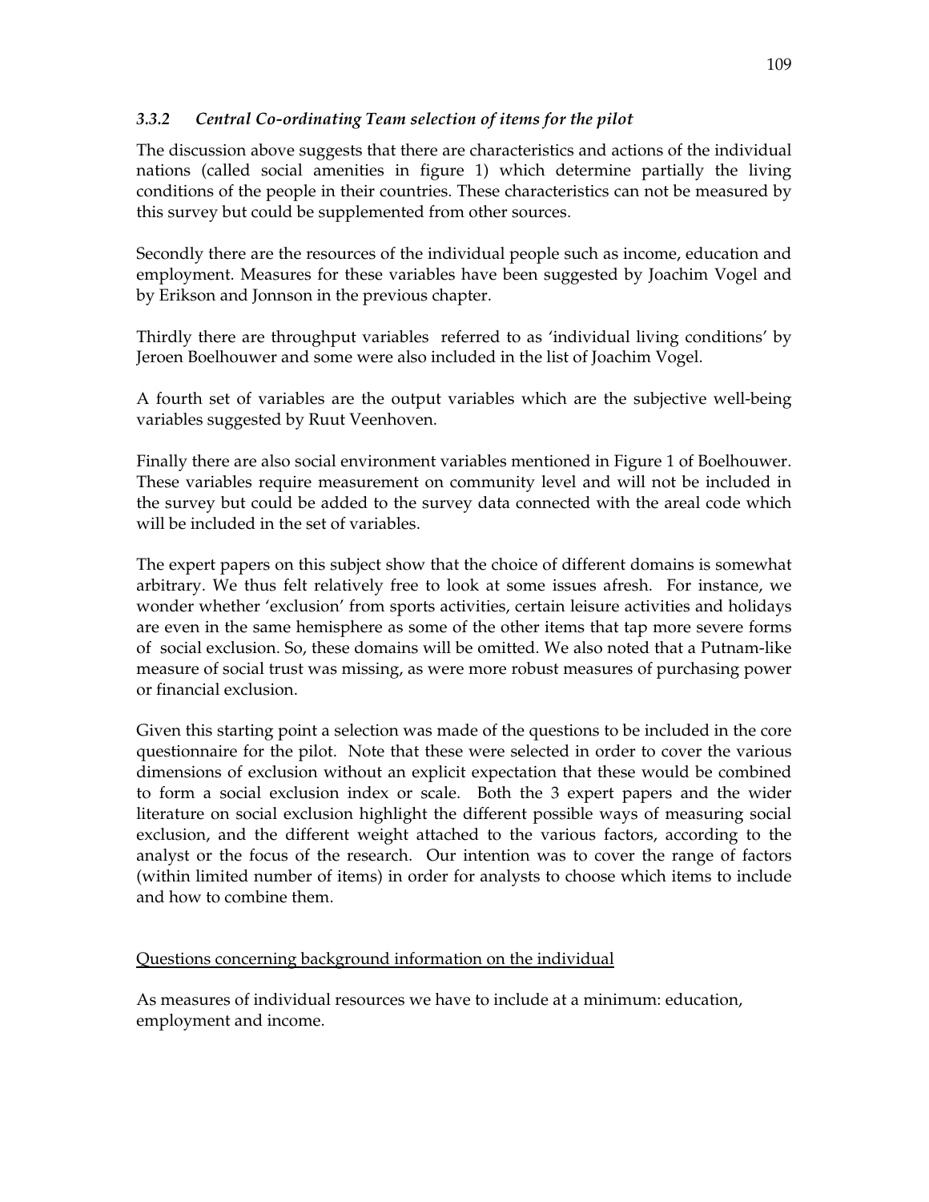### *3.3.2 Central Co-ordinating Team selection of items for the pilot*

The discussion above suggests that there are characteristics and actions of the individual nations (called social amenities in figure 1) which determine partially the living conditions of the people in their countries. These characteristics can not be measured by this survey but could be supplemented from other sources.

Secondly there are the resources of the individual people such as income, education and employment. Measures for these variables have been suggested by Joachim Vogel and by Erikson and Jonnson in the previous chapter.

Thirdly there are throughput variables referred to as 'individual living conditions' by Jeroen Boelhouwer and some were also included in the list of Joachim Vogel.

A fourth set of variables are the output variables which are the subjective well-being variables suggested by Ruut Veenhoven.

Finally there are also social environment variables mentioned in Figure 1 of Boelhouwer. These variables require measurement on community level and will not be included in the survey but could be added to the survey data connected with the areal code which will be included in the set of variables.

The expert papers on this subject show that the choice of different domains is somewhat arbitrary. We thus felt relatively free to look at some issues afresh. For instance, we wonder whether 'exclusion' from sports activities, certain leisure activities and holidays are even in the same hemisphere as some of the other items that tap more severe forms of social exclusion. So, these domains will be omitted. We also noted that a Putnam-like measure of social trust was missing, as were more robust measures of purchasing power or financial exclusion.

Given this starting point a selection was made of the questions to be included in the core questionnaire for the pilot. Note that these were selected in order to cover the various dimensions of exclusion without an explicit expectation that these would be combined to form a social exclusion index or scale. Both the 3 expert papers and the wider literature on social exclusion highlight the different possible ways of measuring social exclusion, and the different weight attached to the various factors, according to the analyst or the focus of the research. Our intention was to cover the range of factors (within limited number of items) in order for analysts to choose which items to include and how to combine them.

<u>Questions concerning background information on the individual</u>

As measures of individual resources we have to include at a minimum: education, employment and income.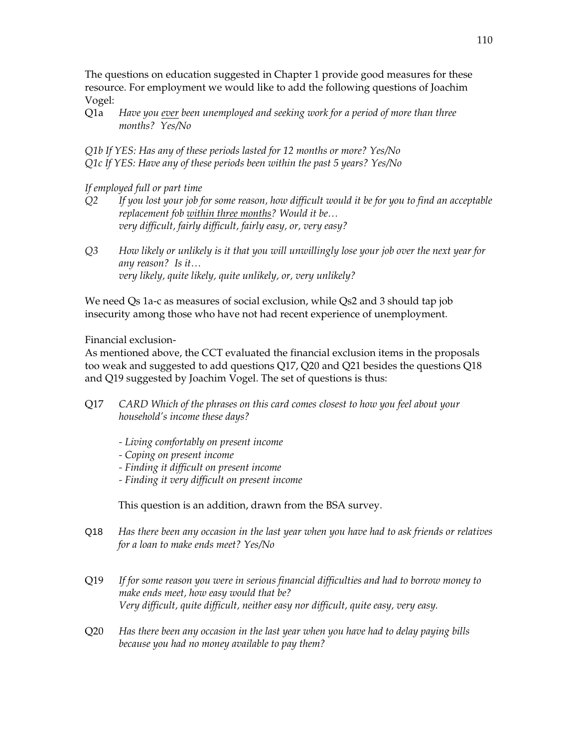The questions on education suggested in Chapter 1 provide good measures for these resource. For employment we would like to add the following questions of Joachim Vogel:

Q1a *Have you ever been unemployed and seeking work for a period of more than three months? Yes/No*

*Q1b If YES: Has any of these periods lasted for 12 months or more? Yes/No*
*Q1c If YES: Have any of these periods been within the past 5 years? Yes/No*

*If employed full or part time*

*Q2 If you lost your job for some reason, how difficult would it be for you to find an acceptable replacement fob within three months? Would it be…*
*very difficult, fairly difficult, fairly easy, or, very easy?*

*Q3 How likely or unlikely is it that you will unwillingly lose your job over the next year for any reason? Is it…*
*very likely, quite likely, quite unlikely, or, very unlikely?*

We need Qs 1a-c as measures of social exclusion, while Qs2 and 3 should tap job insecurity among those who have not had recent experience of unemployment.

Financial exclusion-

As mentioned above, the CCT evaluated the financial exclusion items in the proposals too weak and suggested to add questions Q17, Q20 and Q21 besides the questions Q18 and Q19 suggested by Joachim Vogel. The set of questions is thus:

Q17 *CARD Which of the phrases on this card comes closest to how you feel about your household's income these days?*

- *Living comfortably on present income*
- *Coping on present income*
- *Finding it difficult on present income*
- *Finding it very difficult on present income*

This question is an addition, drawn from the BSA survey.

Q18 *Has there been any occasion in the last year when you have had to ask friends or relatives for a loan to make ends meet? Yes/No*

Q19 *If for some reason you were in serious financial difficulties and had to borrow money to make ends meet, how easy would that be?*
*Very difficult, quite difficult, neither easy nor difficult, quite easy, very easy.*

Q20 *Has there been any occasion in the last year when you have had to delay paying bills because you had no money available to pay them?*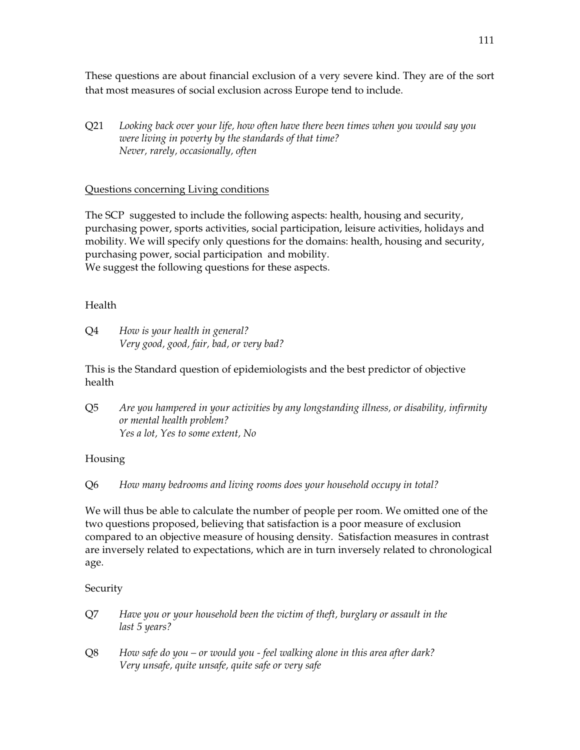These questions are about financial exclusion of a very severe kind. They are of the sort that most measures of social exclusion across Europe tend to include.

Q21 *Looking back over your life, how often have there been times when you would say you were living in poverty by the standards of that time?*
*Never, rarely, occasionally, often*

<u>Questions concerning Living conditions</u>

The SCP suggested to include the following aspects: health, housing and security, purchasing power, sports activities, social participation, leisure activities, holidays and mobility. We will specify only questions for the domains: health, housing and security, purchasing power, social participation and mobility.
We suggest the following questions for these aspects.

Health

Q4 *How is your health in general?*
*Very good, good, fair, bad, or very bad?*

This is the Standard question of epidemiologists and the best predictor of objective health

Q5 *Are you hampered in your activities by any longstanding illness, or disability, infirmity or mental health problem?*
*Yes a lot, Yes to some extent, No*

Housing

Q6 *How many bedrooms and living rooms does your household occupy in total?*

We will thus be able to calculate the number of people per room. We omitted one of the two questions proposed, believing that satisfaction is a poor measure of exclusion compared to an objective measure of housing density. Satisfaction measures in contrast are inversely related to expectations, which are in turn inversely related to chronological age.

Security

Q7 *Have you or your household been the victim of theft, burglary or assault in the last 5 years?*

Q8 *How safe do you – or would you - feel walking alone in this area after dark?*
*Very unsafe, quite unsafe, quite safe or very safe*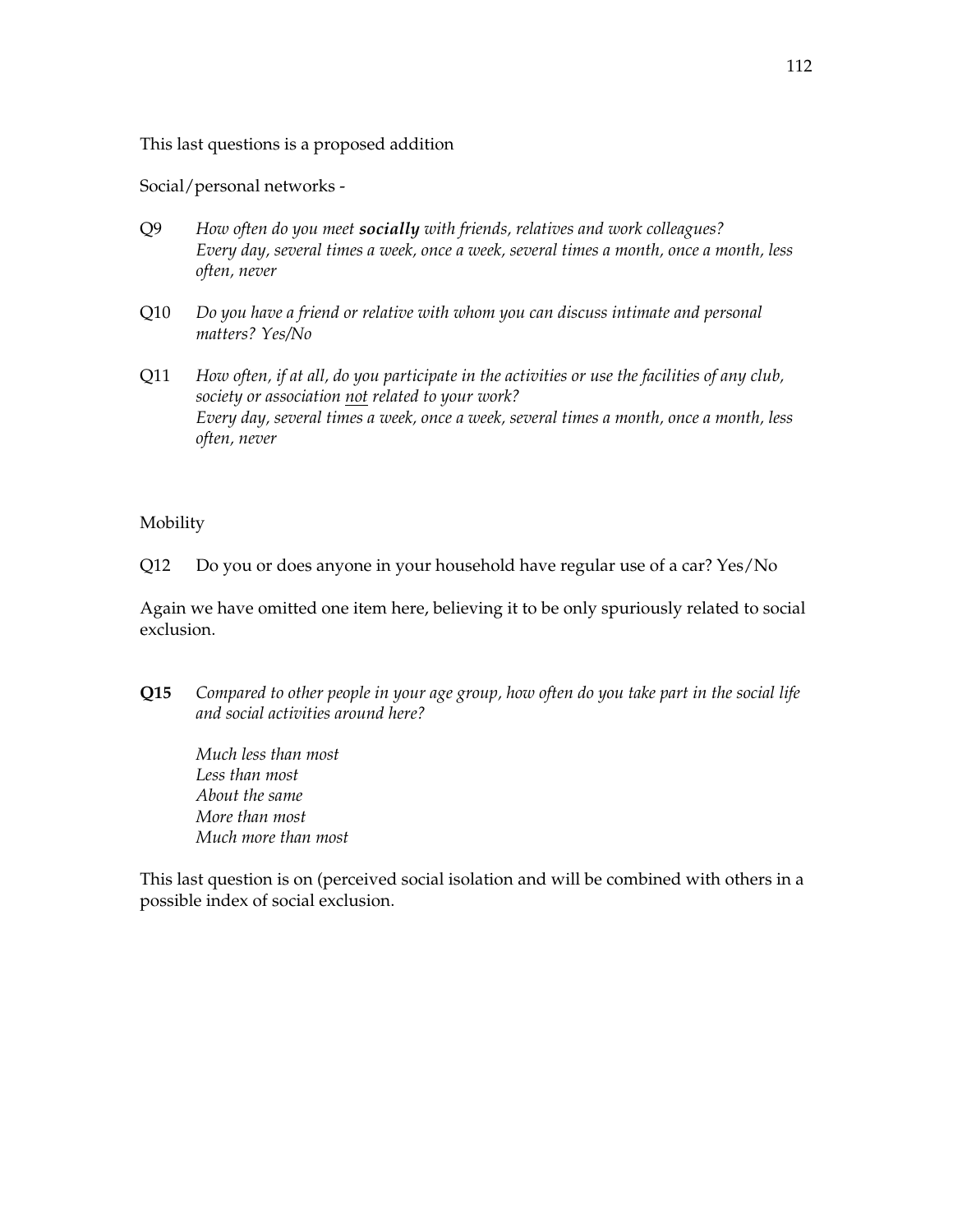This last questions is a proposed addition

Social/personal networks -

Q9 *How often do you meet **socially** with friends, relatives and work colleagues?*
*Every day, several times a week, once a week, several times a month, once a month, less often, never*

Q10 *Do you have a friend or relative with whom you can discuss intimate and personal matters? Yes/No*

Q11 *How often, if at all, do you participate in the activities or use the facilities of any club, society or association <u>not</u> related to your work?*
*Every day, several times a week, once a week, several times a month, once a month, less often, never*

Mobility

Q12 Do you or does anyone in your household have regular use of a car? Yes/No

Again we have omitted one item here, believing it to be only spuriously related to social exclusion.

**Q15** *Compared to other people in your age group, how often do you take part in the social life and social activities around here?*

*Much less than most*
*Less than most*
*About the same*
*More than most*
*Much more than most*

This last question is on (perceived social isolation and will be combined with others in a possible index of social exclusion.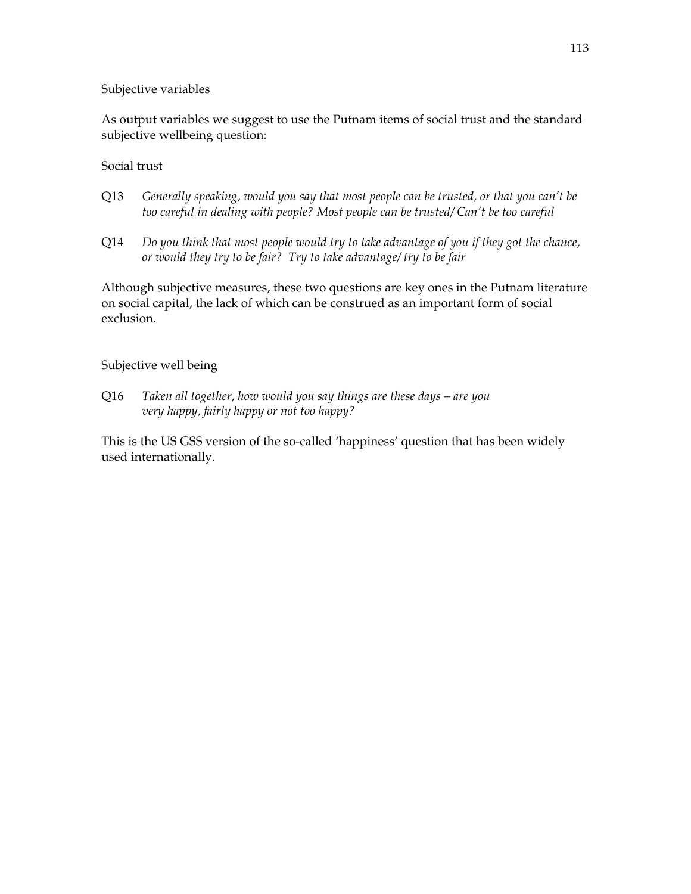## Subjective variables

As output variables we suggest to use the Putnam items of social trust and the standard subjective wellbeing question:

### Social trust

Q13 *Generally speaking, would you say that most people can be trusted, or that you can't be too careful in dealing with people? Most people can be trusted/ Can't be too careful*

Q14 *Do you think that most people would try to take advantage of you if they got the chance, or would they try to be fair? Try to take advantage/ try to be fair*

Although subjective measures, these two questions are key ones in the Putnam literature on social capital, the lack of which can be construed as an important form of social exclusion.

### Subjective well being

Q16 *Taken all together, how would you say things are these days – are you very happy, fairly happy or not too happy?*

This is the US GSS version of the so-called 'happiness' question that has been widely used internationally.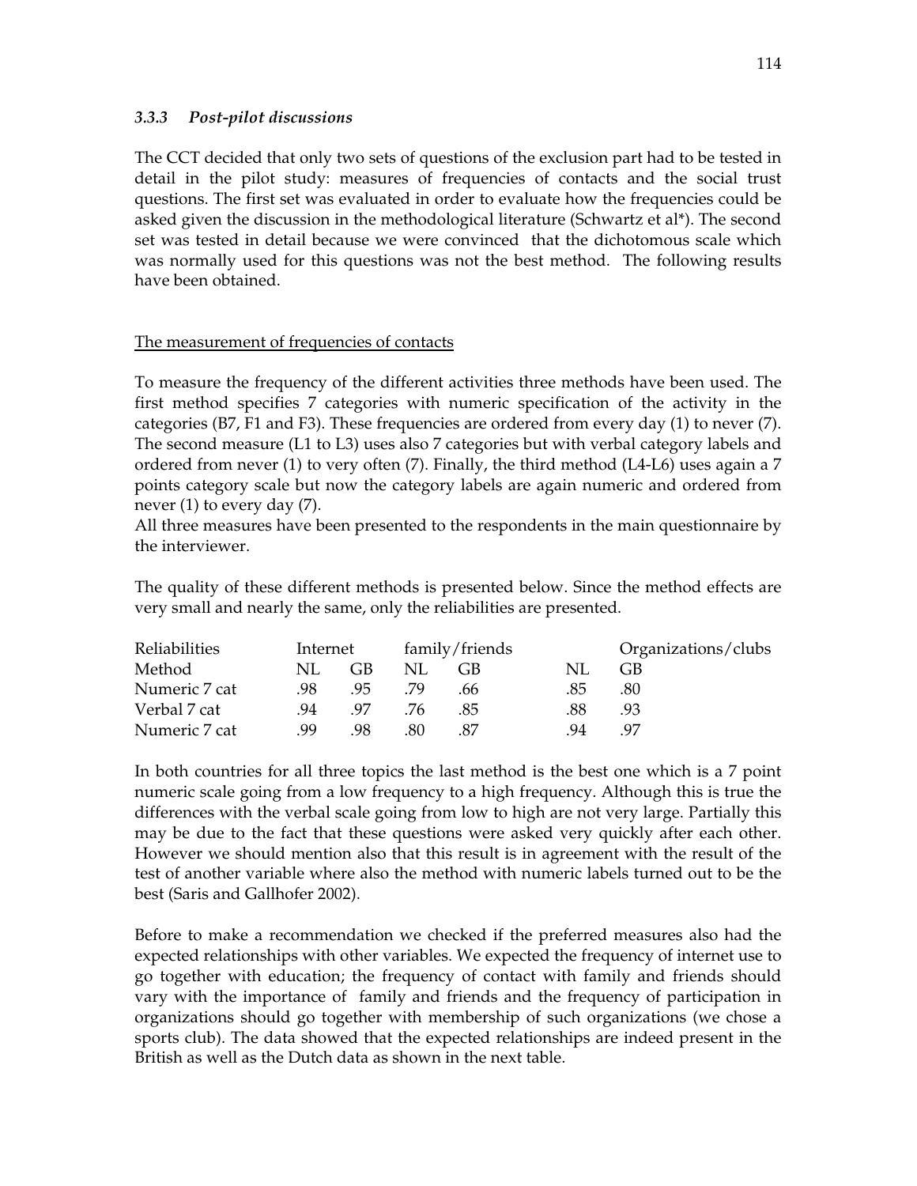### *3.3.3 Post-pilot discussions*

The CCT decided that only two sets of questions of the exclusion part had to be tested in detail in the pilot study: measures of frequencies of contacts and the social trust questions. The first set was evaluated in order to evaluate how the frequencies could be asked given the discussion in the methodological literature (Schwartz et al*). The second set was tested in detail because we were convinced that the dichotomous scale which was normally used for this questions was not the best method. The following results have been obtained.

<u>The measurement of frequencies of contacts</u>

To measure the frequency of the different activities three methods have been used. The first method specifies 7 categories with numeric specification of the activity in the categories (B7, F1 and F3). These frequencies are ordered from every day (1) to never (7). The second measure (L1 to L3) uses also 7 categories but with verbal category labels and ordered from never (1) to very often (7). Finally, the third method (L4-L6) uses again a 7 points category scale but now the category labels are again numeric and ordered from never (1) to every day (7).
All three measures have been presented to the respondents in the main questionnaire by the interviewer.

The quality of these different methods is presented below. Since the method effects are very small and nearly the same, only the reliabilities are presented.

| Reliabilities | Internet | | family/friends | | Organizations/clubs | |
|---|---|---|---|---|---|---|
| Method | NL | GB | NL | GB | NL | GB |
| Numeric 7 cat | .98 | .95 | .79 | .66 | .85 | .80 |
| Verbal 7 cat | .94 | .97 | .76 | .85 | .88 | .93 |
| Numeric 7 cat | .99 | .98 | .80 | .87 | .94 | .97 |

In both countries for all three topics the last method is the best one which is a 7 point numeric scale going from a low frequency to a high frequency. Although this is true the differences with the verbal scale going from low to high are not very large. Partially this may be due to the fact that these questions were asked very quickly after each other. However we should mention also that this result is in agreement with the result of the test of another variable where also the method with numeric labels turned out to be the best (Saris and Gallhofer 2002).

Before to make a recommendation we checked if the preferred measures also had the expected relationships with other variables. We expected the frequency of internet use to go together with education; the frequency of contact with family and friends should vary with the importance of family and friends and the frequency of participation in organizations should go together with membership of such organizations (we chose a sports club). The data showed that the expected relationships are indeed present in the British as well as the Dutch data as shown in the next table.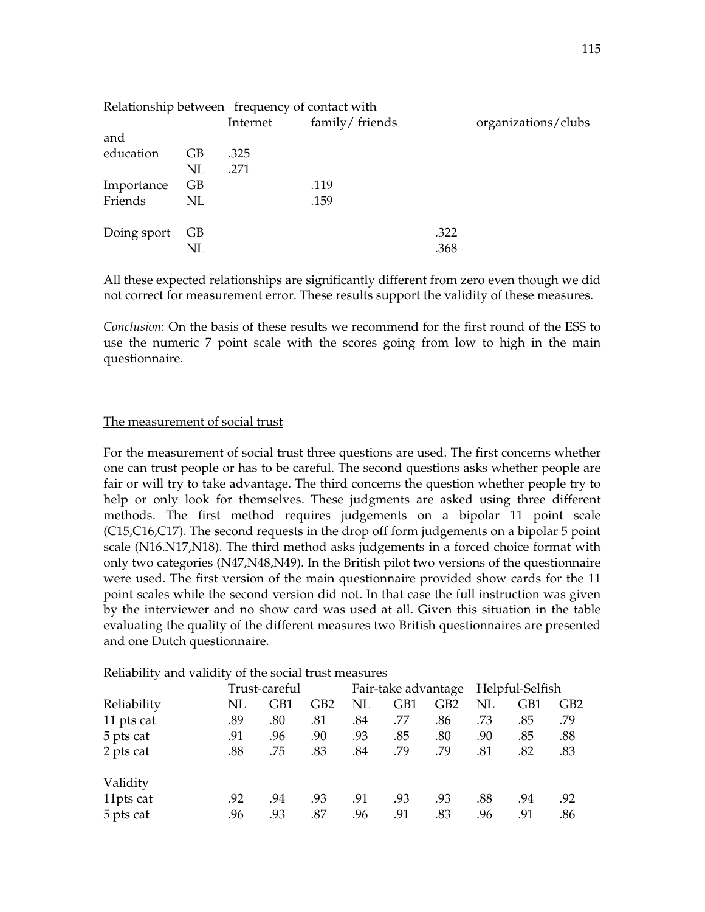Relationship between frequency of contact with

| and | | Internet | family/ friends | organizations/clubs |
|---|---|---|---|---|
| education | GB | .325 | | |
| | NL | .271 | | |
| Importance | GB | | .119 | |
| Friends | NL | | .159 | |
| Doing sport | GB | | | .322 |
| | NL | | | .368 |

All these expected relationships are significantly different from zero even though we did not correct for measurement error. These results support the validity of these measures.

*Conclusion*: On the basis of these results we recommend for the first round of the ESS to use the numeric 7 point scale with the scores going from low to high in the main questionnaire.

## The measurement of social trust

For the measurement of social trust three questions are used. The first concerns whether one can trust people or has to be careful. The second questions asks whether people are fair or will try to take advantage. The third concerns the question whether people try to help or only look for themselves. These judgments are asked using three different methods. The first method requires judgements on a bipolar 11 point scale (C15,C16,C17). The second requests in the drop off form judgements on a bipolar 5 point scale (N16.N17,N18). The third method asks judgements in a forced choice format with only two categories (N47,N48,N49). In the British pilot two versions of the questionnaire were used. The first version of the main questionnaire provided show cards for the 11 point scales while the second version did not. In that case the full instruction was given by the interviewer and no show card was used at all. Given this situation in the table evaluating the quality of the different measures two British questionnaires are presented and one Dutch questionnaire.

Reliability and validity of the social trust measures

| | Trust-careful | | | Fair-take advantage | | | Helpful-Selfish | | |
|---|---|---|---|---|---|---|---|---|---|
| Reliability | NL | GB1 | GB2 | NL | GB1 | GB2 | NL | GB1 | GB2 |
| 11 pts cat | .89 | .80 | .81 | .84 | .77 | .86 | .73 | .85 | .79 |
| 5 pts cat | .91 | .96 | .90 | .93 | .85 | .80 | .90 | .85 | .88 |
| 2 pts cat | .88 | .75 | .83 | .84 | .79 | .79 | .81 | .82 | .83 |
| Validity | | | | | | | | | |
| 11pts cat | .92 | .94 | .93 | .91 | .93 | .93 | .88 | .94 | .92 |
| 5 pts cat | .96 | .93 | .87 | .96 | .91 | .83 | .96 | .91 | .86 |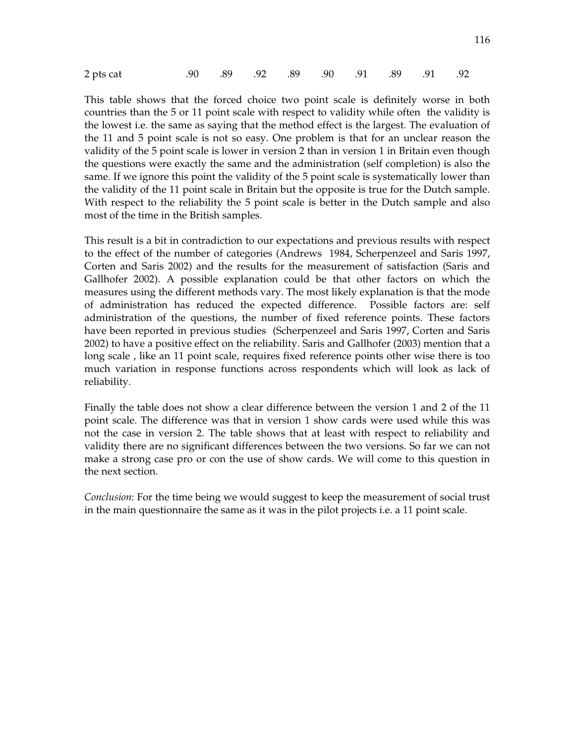| 2 pts cat | .90 | .89 | .92 | .89 | .90 | .91 | .89 | .91 | .92 |
|---|---|---|---|---|---|---|---|---|---|

This table shows that the forced choice two point scale is definitely worse in both countries than the 5 or 11 point scale with respect to validity while often the validity is the lowest i.e. the same as saying that the method effect is the largest. The evaluation of the 11 and 5 point scale is not so easy. One problem is that for an unclear reason the validity of the 5 point scale is lower in version 2 than in version 1 in Britain even though the questions were exactly the same and the administration (self completion) is also the same. If we ignore this point the validity of the 5 point scale is systematically lower than the validity of the 11 point scale in Britain but the opposite is true for the Dutch sample. With respect to the reliability the 5 point scale is better in the Dutch sample and also most of the time in the British samples.

This result is a bit in contradiction to our expectations and previous results with respect to the effect of the number of categories (Andrews 1984, Scherpenzeel and Saris 1997, Corten and Saris 2002) and the results for the measurement of satisfaction (Saris and Gallhofer 2002). A possible explanation could be that other factors on which the measures using the different methods vary. The most likely explanation is that the mode of administration has reduced the expected difference. Possible factors are: self administration of the questions, the number of fixed reference points. These factors have been reported in previous studies (Scherpenzeel and Saris 1997, Corten and Saris 2002) to have a positive effect on the reliability. Saris and Gallhofer (2003) mention that a long scale , like an 11 point scale, requires fixed reference points other wise there is too much variation in response functions across respondents which will look as lack of reliability.

Finally the table does not show a clear difference between the version 1 and 2 of the 11 point scale. The difference was that in version 1 show cards were used while this was not the case in version 2. The table shows that at least with respect to reliability and validity there are no significant differences between the two versions. So far we can not make a strong case pro or con the use of show cards. We will come to this question in the next section.

*Conclusion*: For the time being we would suggest to keep the measurement of social trust in the main questionnaire the same as it was in the pilot projects i.e. a 11 point scale.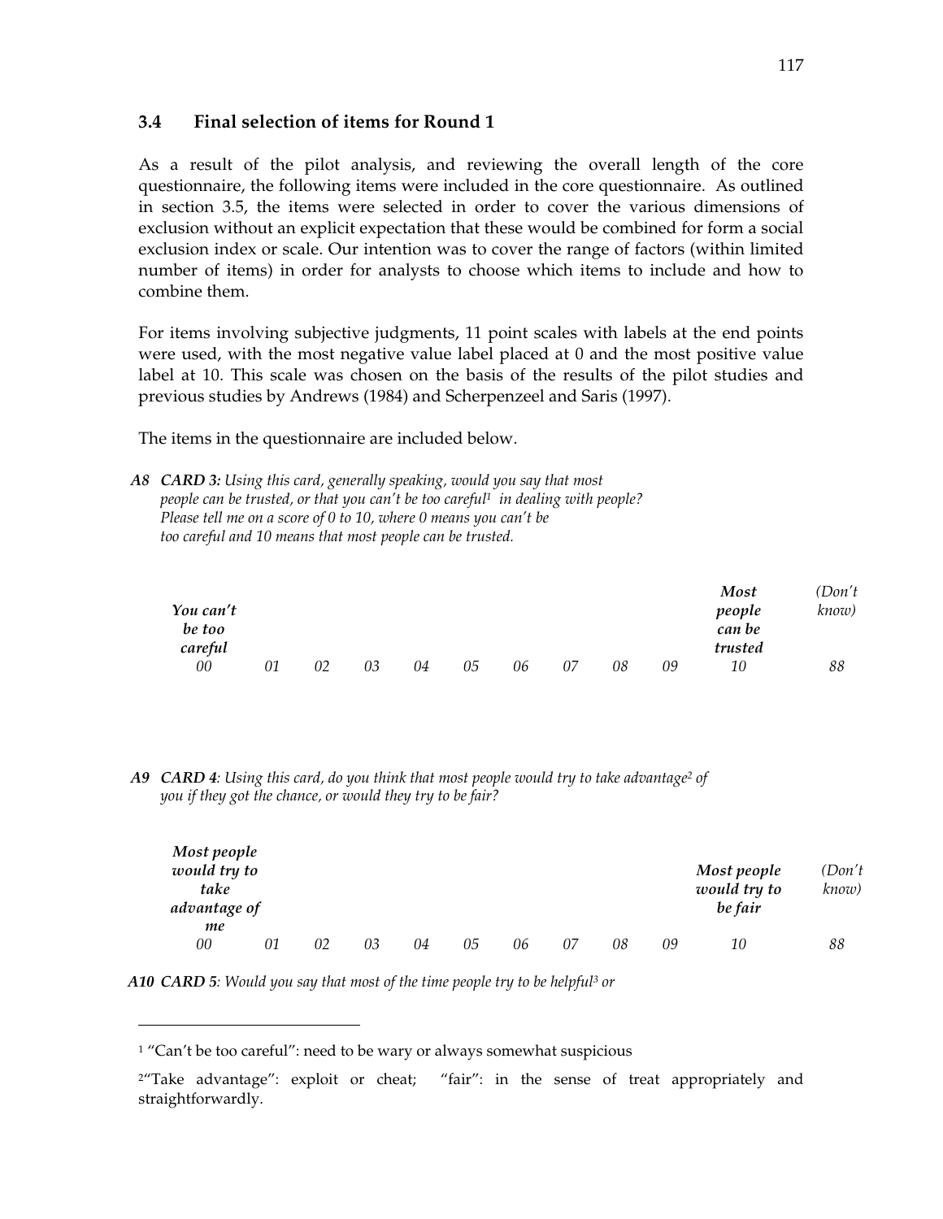### 3.4 Final selection of items for Round 1

As a result of the pilot analysis, and reviewing the overall length of the core questionnaire, the following items were included in the core questionnaire. As outlined in section 3.5, the items were selected in order to cover the various dimensions of exclusion without an explicit expectation that these would be combined for form a social exclusion index or scale. Our intention was to cover the range of factors (within limited number of items) in order for analysts to choose which items to include and how to combine them.

For items involving subjective judgments, 11 point scales with labels at the end points were used, with the most negative value label placed at 0 and the most positive value label at 10. This scale was chosen on the basis of the results of the pilot studies and previous studies by Andrews (1984) and Scherpenzeel and Saris (1997).

The items in the questionnaire are included below.

**A8** ***CARD 3:*** *Using this card, generally speaking, would you say that most people can be trusted, or that you can't be too careful[1] in dealing with people? Please tell me on a score of 0 to 10, where 0 means you can't be too careful and 10 means that most people can be trusted.*

| ***You can't be too careful*** | | | | | | | | | | ***Most people can be trusted*** | *(Don't know)* |
|---|---|---|---|---|---|---|---|---|---|---|---|
| *00* | *01* | *02* | *03* | *04* | *05* | *06* | *07* | *08* | *09* | *10* | *88* |

**A9** ***CARD 4****: Using this card, do you think that most people would try to take advantage[2] of you if they got the chance, or would they try to be fair?*

| ***Most people would try to take advantage of me*** | | | | | | | | | | ***Most people would try to be fair*** | *(Don't know)* |
|---|---|---|---|---|---|---|---|---|---|---|---|
| *00* | *01* | *02* | *03* | *04* | *05* | *06* | *07* | *08* | *09* | *10* | *88* |

**A10** ***CARD 5****: Would you say that most of the time people try to be helpful[3] or*

---

[1] "Can't be too careful": need to be wary or always somewhat suspicious

[2] "Take advantage": exploit or cheat; "fair": in the sense of treat appropriately and straightforwardly.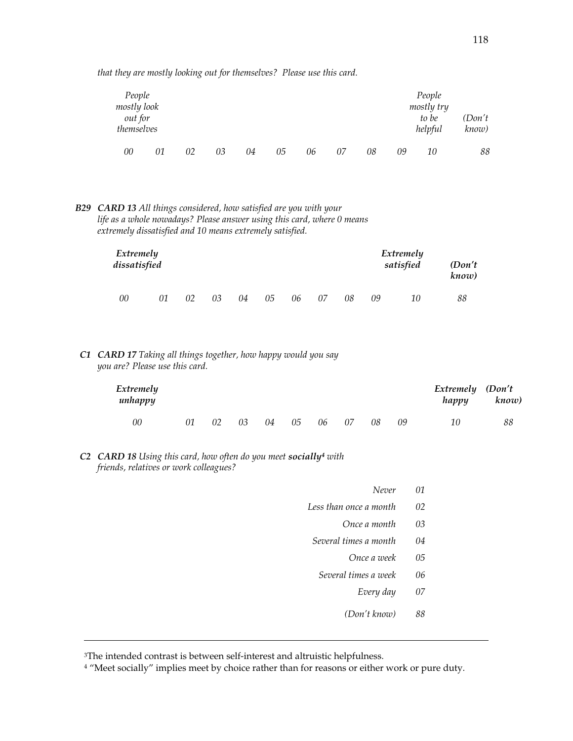*that they are mostly looking out for themselves? Please use this card.*

| *People mostly look out for themselves* | | | | | | | | | | *People mostly try to be helpful* | *(Don't know)* |
|---|---|---|---|---|---|---|---|---|---|---|---|
| *00* | *01* | *02* | *03* | *04* | *05* | *06* | *07* | *08* | *09* | *10* | *88* |

***B29*** ***CARD 13*** *All things considered, how satisfied are you with your life as a whole nowadays? Please answer using this card, where 0 means extremely dissatisfied and 10 means extremely satisfied.*

| ***Extremely dissatisfied*** | | | | | | | | | | ***Extremely satisfied*** | ***(Don't know)*** |
|---|---|---|---|---|---|---|---|---|---|---|---|
| *00* | *01* | *02* | *03* | *04* | *05* | *06* | *07* | *08* | *09* | *10* | *88* |

***C1*** ***CARD 17*** *Taking all things together, how happy would you say you are? Please use this card.*

| ***Extremely unhappy*** | | | | | | | | | | ***Extremely happy*** | ***(Don't know)*** |
|---|---|---|---|---|---|---|---|---|---|---|---|
| *00* | *01* | *02* | *03* | *04* | *05* | *06* | *07* | *08* | *09* | *10* | *88* |

***C2*** ***CARD 18*** *Using this card, how often do you meet* ***socially***[4] *with friends, relatives or work colleagues?*

| | |
|---|---|
| *Never* | *01* |
| *Less than once a month* | *02* |
| *Once a month* | *03* |
| *Several times a month* | *04* |
| *Once a week* | *05* |
| *Several times a week* | *06* |
| *Every day* | *07* |
| *(Don't know)* | *88* |

---

[3]The intended contrast is between self-interest and altruistic helpfulness.

[4] "Meet socially" implies meet by choice rather than for reasons or either work or pure duty.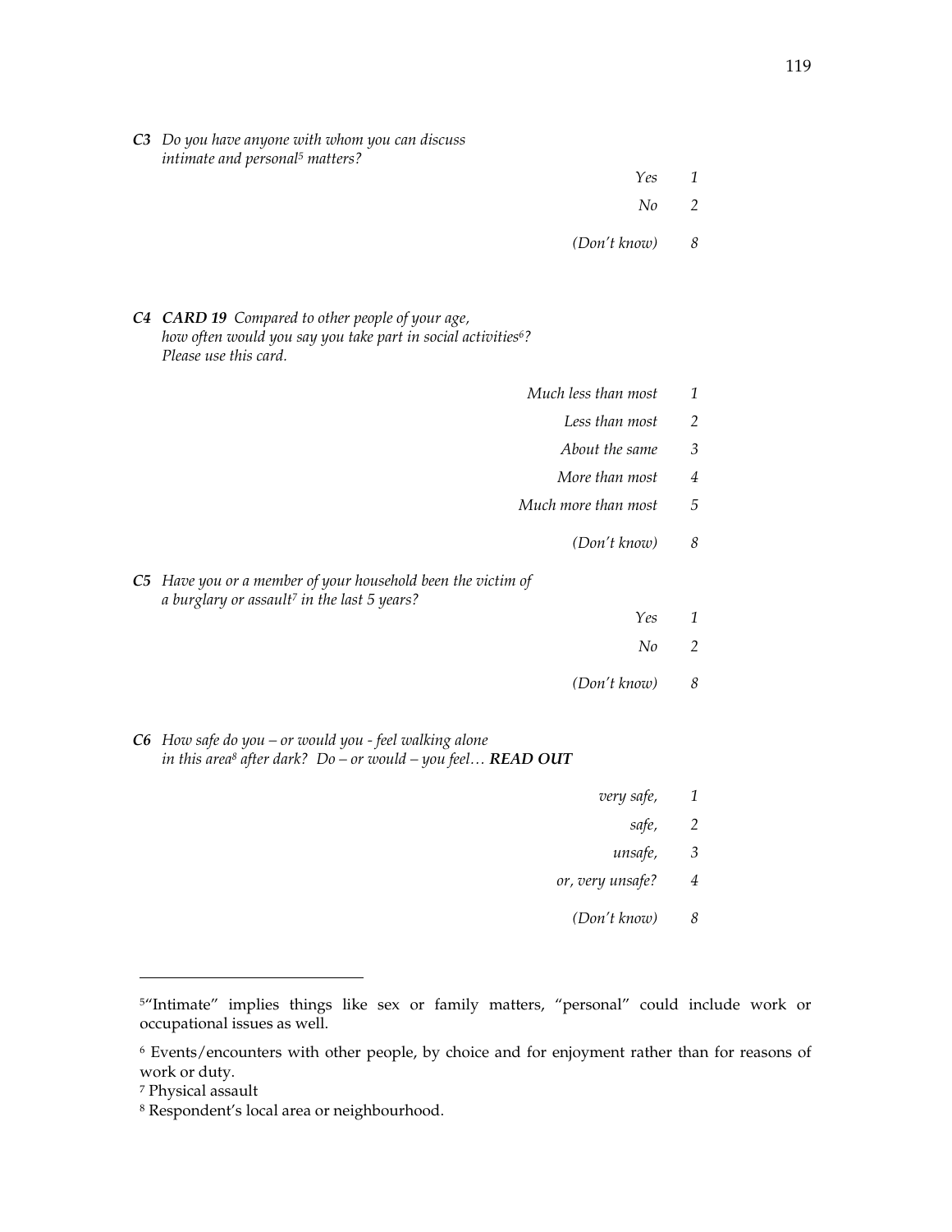**C3** *Do you have anyone with whom you can discuss intimate and personal[5] matters?*

| | |
|---|---|
| *Yes* | *1* |
| *No* | *2* |
| *(Don't know)* | *8* |

**C4** ***CARD 19*** *Compared to other people of your age, how often would you say you take part in social activities[6]? Please use this card.*

| | |
|---|---|
| *Much less than most* | *1* |
| *Less than most* | *2* |
| *About the same* | *3* |
| *More than most* | *4* |
| *Much more than most* | *5* |
| *(Don't know)* | *8* |

**C5** *Have you or a member of your household been the victim of a burglary or assault[7] in the last 5 years?*

| | |
|---|---|
| *Yes* | *1* |
| *No* | *2* |
| *(Don't know)* | *8* |

**C6** *How safe do you – or would you - feel walking alone in this area[8] after dark? Do – or would – you feel…* ***READ OUT***

| | |
|---|---|
| *very safe,* | *1* |
| *safe,* | *2* |
| *unsafe,* | *3* |
| *or, very unsafe?* | *4* |
| *(Don't know)* | *8* |

---

[5] "Intimate" implies things like sex or family matters, "personal" could include work or occupational issues as well.

[6] Events/encounters with other people, by choice and for enjoyment rather than for reasons of work or duty.

[7] Physical assault

[8] Respondent's local area or neighbourhood.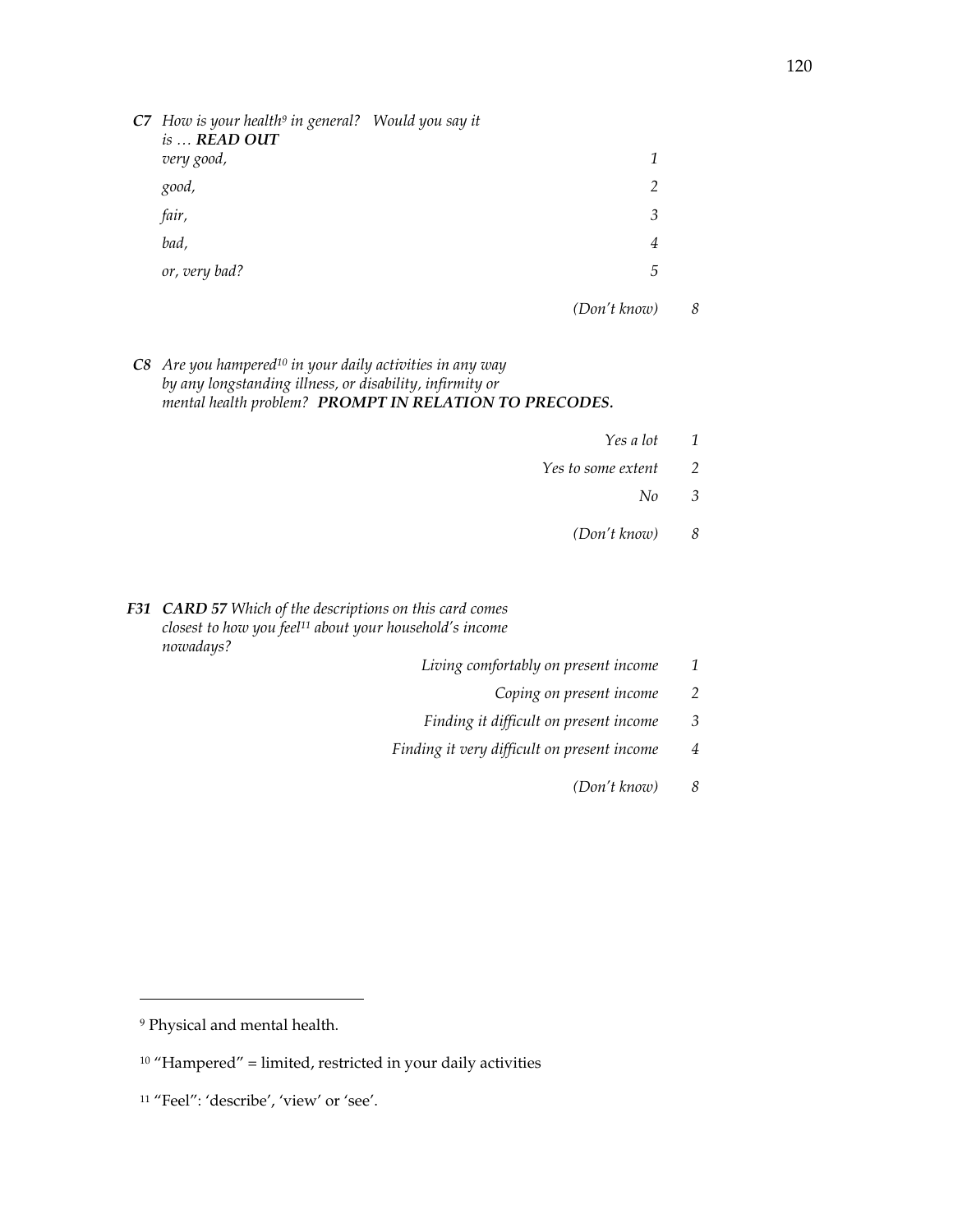***C7*** *How is your health[9] in general? Would you say it is …* ***READ OUT***

| | |
|---|---|
| *very good,* | *1* |
| *good,* | *2* |
| *fair,* | *3* |
| *bad,* | *4* |
| *or, very bad?* | *5* |
| *(Don't know)* | *8* |

***C8*** *Are you hampered[10] in your daily activities in any way by any longstanding illness, or disability, infirmity or mental health problem?* ***PROMPT IN RELATION TO PRECODES.***

| | |
|---|---|
| *Yes a lot* | *1* |
| *Yes to some extent* | *2* |
| *No* | *3* |
| *(Don't know)* | *8* |

***F31*** ***CARD 57*** *Which of the descriptions on this card comes closest to how you feel[11] about your household's income nowadays?*

| | |
|---|---|
| *Living comfortably on present income* | *1* |
| *Coping on present income* | *2* |
| *Finding it difficult on present income* | *3* |
| *Finding it very difficult on present income* | *4* |
| *(Don't know)* | *8* |

---

[9] Physical and mental health.

[10] "Hampered" = limited, restricted in your daily activities

[11] "Feel": 'describe', 'view' or 'see'.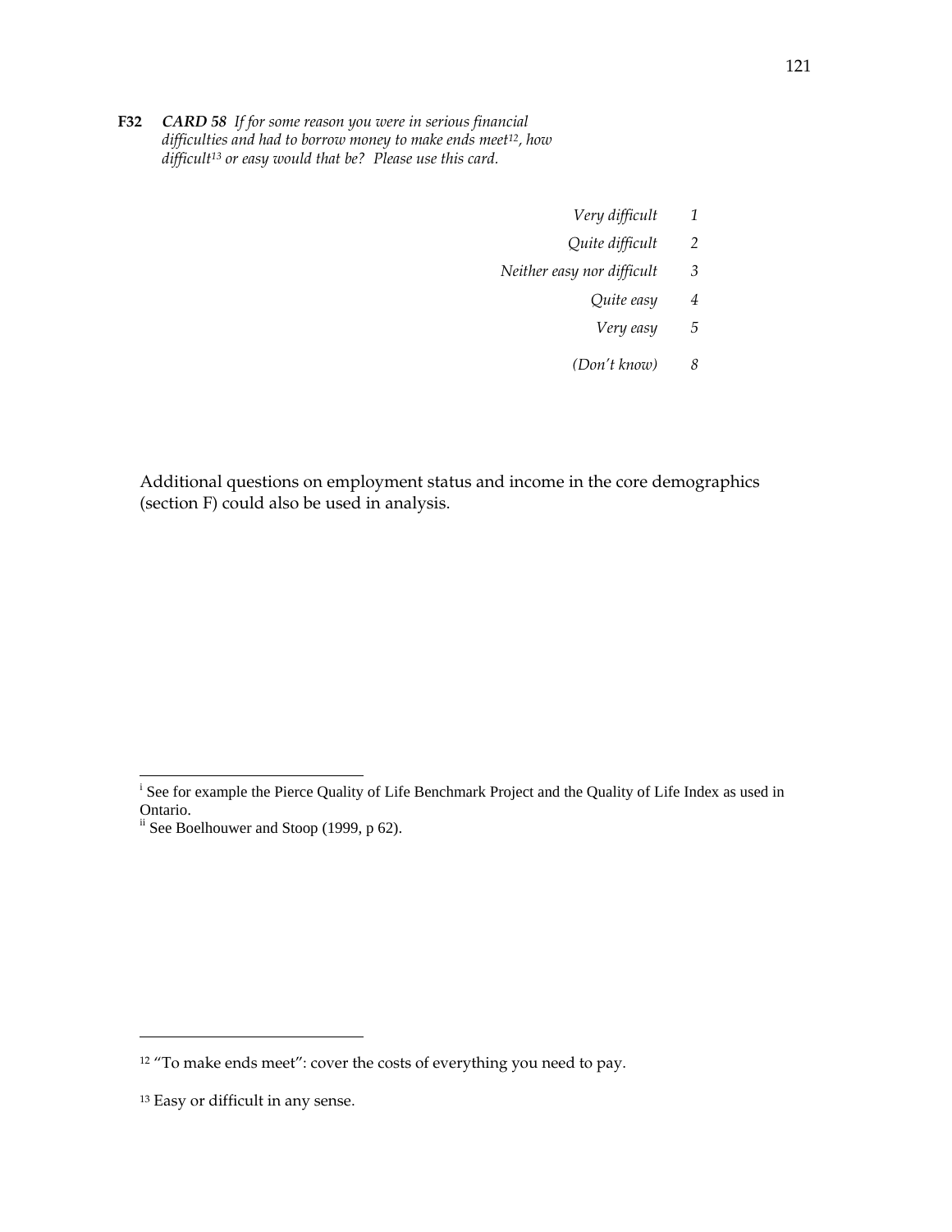**F32** ***CARD 58*** *If for some reason you were in serious financial difficulties and had to borrow money to make ends meet[12], how difficult[13] or easy would that be? Please use this card.*

| | |
|---|---|
| *Very difficult* | *1* |
| *Quite difficult* | *2* |
| *Neither easy nor difficult* | *3* |
| *Quite easy* | *4* |
| *Very easy* | *5* |
| *(Don't know)* | *8* |

Additional questions on employment status and income in the core demographics (section F) could also be used in analysis.

---

[i] See for example the Pierce Quality of Life Benchmark Project and the Quality of Life Index as used in Ontario.

[ii] See Boelhouwer and Stoop (1999, p 62).

---

[12] "To make ends meet": cover the costs of everything you need to pay.

[13] Easy or difficult in any sense.